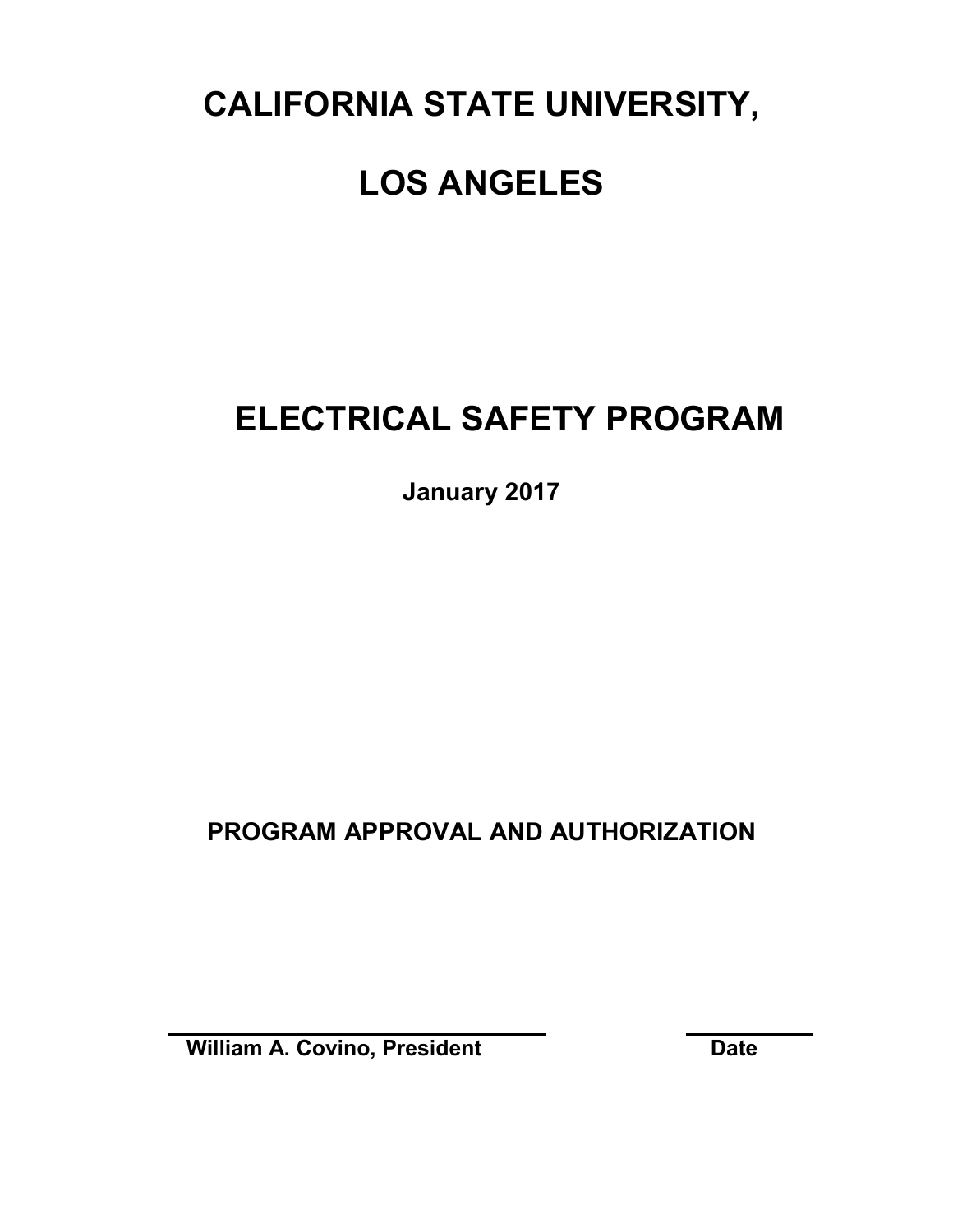# CALIFORNIA STATE UNIVERSITY,

# LOS ANGELES

# ELECTRICAL SAFETY PROGRAM

**January 2017**

## PROGRAM APPROVAL AND AUTHORIZATION

\_\_\_\_\_\_\_\_\_\_\_\_\_\_\_\_\_\_\_\_\_\_\_\_\_\_\_\_\_\_ \_\_\_\_\_\_\_\_\_\_

**William A. Covino, President** **Date**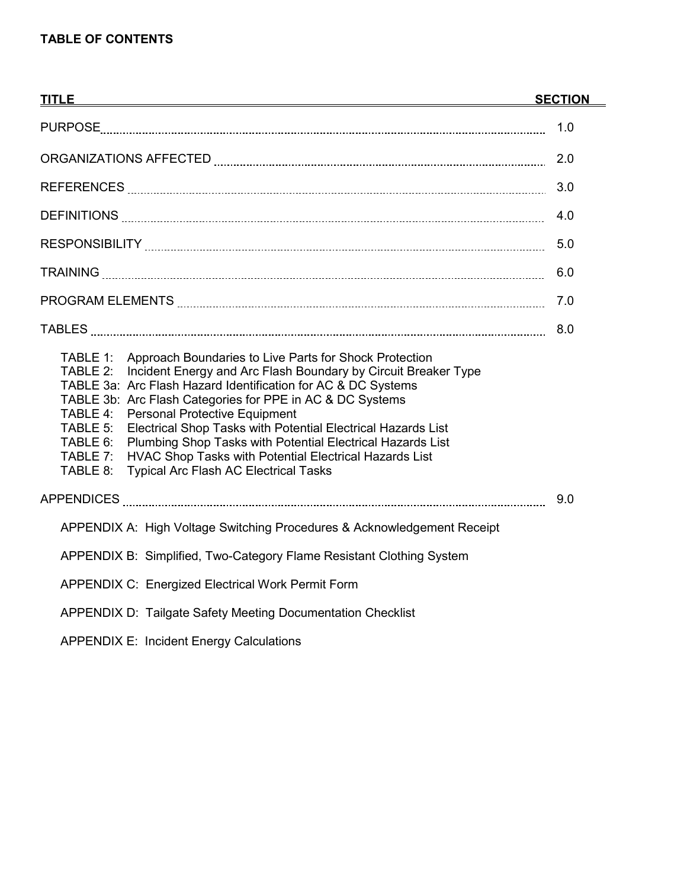**TABLE OF CONTENTS**

| TITLE | SECTION |
|---|---|
| PURPOSE | 1.0 |
| ORGANIZATIONS AFFECTED | 2.0 |
| REFERENCES | 3.0 |
| DEFINITIONS | 4.0 |
| RESPONSIBILITY | 5.0 |
| TRAINING | 6.0 |
| PROGRAM ELEMENTS | 7.0 |
| TABLES | 8.0 |

TABLE 1: Approach Boundaries to Live Parts for Shock Protection
TABLE 2: Incident Energy and Arc Flash Boundary by Circuit Breaker Type
TABLE 3a: Arc Flash Hazard Identification for AC & DC Systems
TABLE 3b: Arc Flash Categories for PPE in AC & DC Systems
TABLE 4: Personal Protective Equipment
TABLE 5: Electrical Shop Tasks with Potential Electrical Hazards List
TABLE 6: Plumbing Shop Tasks with Potential Electrical Hazards List
TABLE 7: HVAC Shop Tasks with Potential Electrical Hazards List
TABLE 8: Typical Arc Flash AC Electrical Tasks

| | |
|---|---|
| APPENDICES | 9.0 |

APPENDIX A: High Voltage Switching Procedures & Acknowledgement Receipt

APPENDIX B: Simplified, Two-Category Flame Resistant Clothing System

APPENDIX C: Energized Electrical Work Permit Form

APPENDIX D: Tailgate Safety Meeting Documentation Checklist

APPENDIX E: Incident Energy Calculations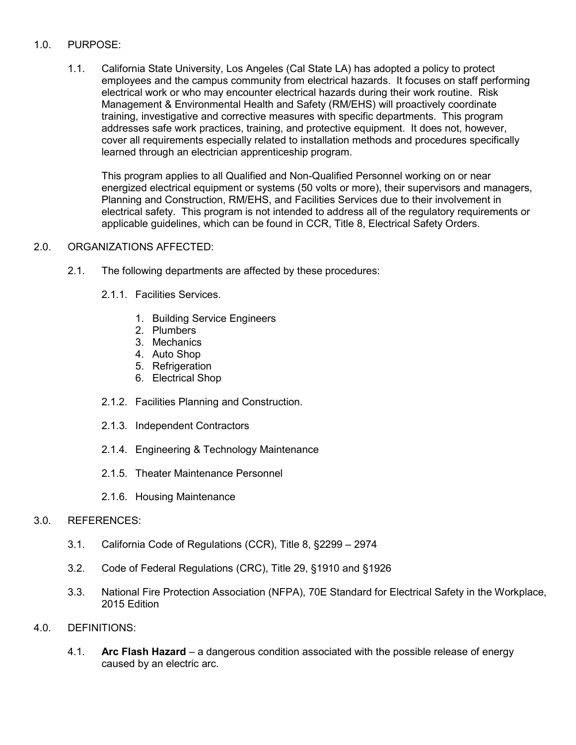## 1.0. PURPOSE:

1.1. California State University, Los Angeles (Cal State LA) has adopted a policy to protect employees and the campus community from electrical hazards. It focuses on staff performing electrical work or who may encounter electrical hazards during their work routine. Risk Management & Environmental Health and Safety (RM/EHS) will proactively coordinate training, investigative and corrective measures with specific departments. This program addresses safe work practices, training, and protective equipment. It does not, however, cover all requirements especially related to installation methods and procedures specifically learned through an electrician apprenticeship program.

This program applies to all Qualified and Non-Qualified Personnel working on or near energized electrical equipment or systems (50 volts or more), their supervisors and managers, Planning and Construction, RM/EHS, and Facilities Services due to their involvement in electrical safety. This program is not intended to address all of the regulatory requirements or applicable guidelines, which can be found in CCR, Title 8, Electrical Safety Orders.

## 2.0. ORGANIZATIONS AFFECTED:

2.1. The following departments are affected by these procedures:

2.1.1. Facilities Services.

1. Building Service Engineers
2. Plumbers
3. Mechanics
4. Auto Shop
5. Refrigeration
6. Electrical Shop

2.1.2. Facilities Planning and Construction.

2.1.3. Independent Contractors

2.1.4. Engineering & Technology Maintenance

2.1.5. Theater Maintenance Personnel

2.1.6. Housing Maintenance

## 3.0. REFERENCES:

3.1. California Code of Regulations (CCR), Title 8, §2299 – 2974

3.2. Code of Federal Regulations (CRC), Title 29, §1910 and §1926

3.3. National Fire Protection Association (NFPA), 70E Standard for Electrical Safety in the Workplace, 2015 Edition

## 4.0. DEFINITIONS:

4.1. **Arc Flash Hazard** – a dangerous condition associated with the possible release of energy caused by an electric arc.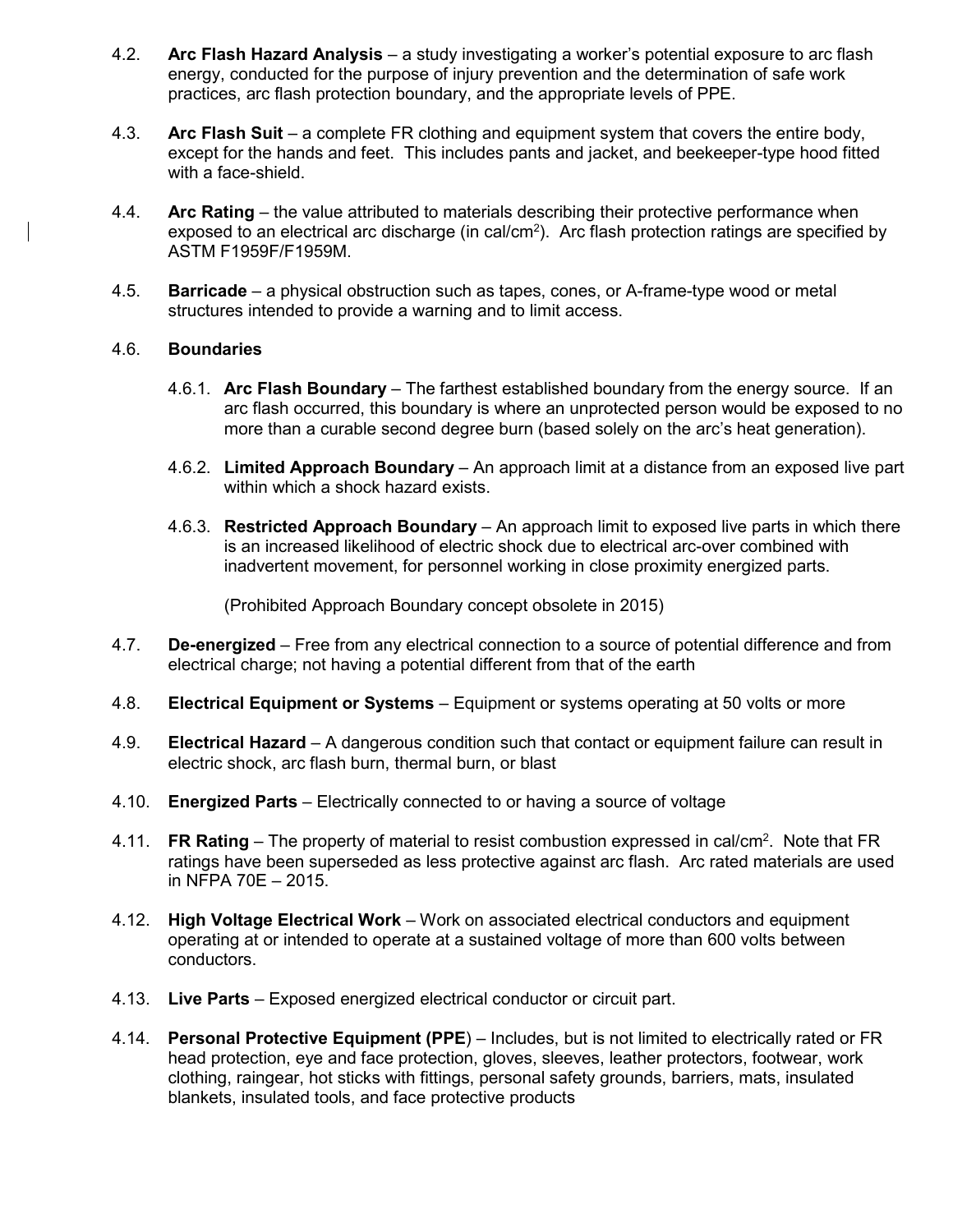4.2. **Arc Flash Hazard Analysis** – a study investigating a worker's potential exposure to arc flash energy, conducted for the purpose of injury prevention and the determination of safe work practices, arc flash protection boundary, and the appropriate levels of PPE.

4.3. **Arc Flash Suit** – a complete FR clothing and equipment system that covers the entire body, except for the hands and feet. This includes pants and jacket, and beekeeper-type hood fitted with a face-shield.

4.4. **Arc Rating** – the value attributed to materials describing their protective performance when exposed to an electrical arc discharge (in cal/cm$^2$). Arc flash protection ratings are specified by ASTM F1959F/F1959M.

4.5. **Barricade** – a physical obstruction such as tapes, cones, or A-frame-type wood or metal structures intended to provide a warning and to limit access.

4.6. **Boundaries**

4.6.1. **Arc Flash Boundary** – The farthest established boundary from the energy source. If an arc flash occurred, this boundary is where an unprotected person would be exposed to no more than a curable second degree burn (based solely on the arc's heat generation).

4.6.2. **Limited Approach Boundary** – An approach limit at a distance from an exposed live part within which a shock hazard exists.

4.6.3. **Restricted Approach Boundary** – An approach limit to exposed live parts in which there is an increased likelihood of electric shock due to electrical arc-over combined with inadvertent movement, for personnel working in close proximity energized parts.

(Prohibited Approach Boundary concept obsolete in 2015)

4.7. **De-energized** – Free from any electrical connection to a source of potential difference and from electrical charge; not having a potential different from that of the earth

4.8. **Electrical Equipment or Systems** – Equipment or systems operating at 50 volts or more

4.9. **Electrical Hazard** – A dangerous condition such that contact or equipment failure can result in electric shock, arc flash burn, thermal burn, or blast

4.10. **Energized Parts** – Electrically connected to or having a source of voltage

4.11. **FR Rating** – The property of material to resist combustion expressed in cal/cm$^2$. Note that FR ratings have been superseded as less protective against arc flash. Arc rated materials are used in NFPA 70E – 2015.

4.12. **High Voltage Electrical Work** – Work on associated electrical conductors and equipment operating at or intended to operate at a sustained voltage of more than 600 volts between conductors.

4.13. **Live Parts** – Exposed energized electrical conductor or circuit part.

4.14. **Personal Protective Equipment (PPE)** – Includes, but is not limited to electrically rated or FR head protection, eye and face protection, gloves, sleeves, leather protectors, footwear, work clothing, raingear, hot sticks with fittings, personal safety grounds, barriers, mats, insulated blankets, insulated tools, and face protective products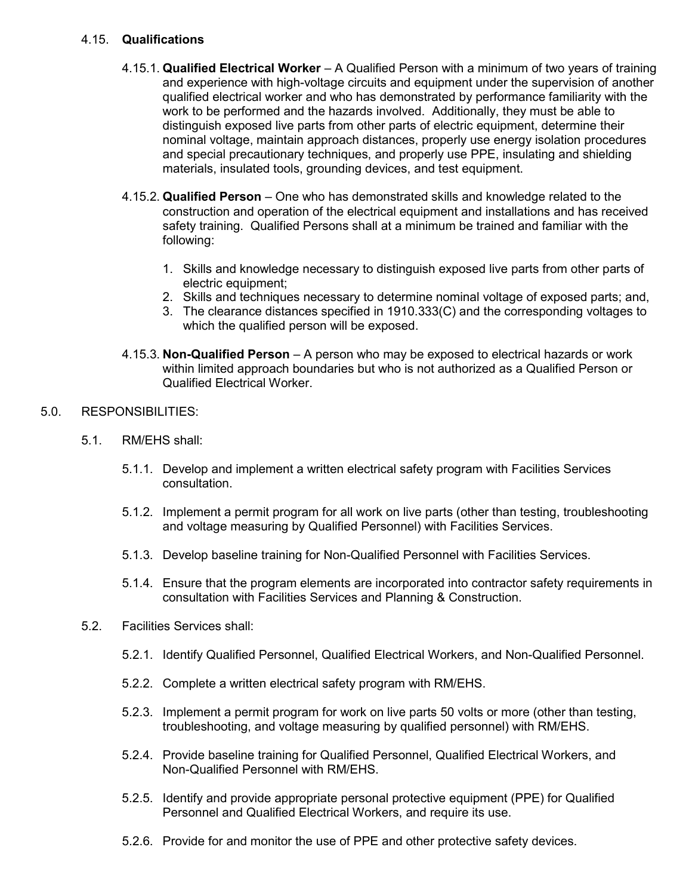### 4.15. **Qualifications**

4.15.1. **Qualified Electrical Worker** – A Qualified Person with a minimum of two years of training and experience with high-voltage circuits and equipment under the supervision of another qualified electrical worker and who has demonstrated by performance familiarity with the work to be performed and the hazards involved. Additionally, they must be able to distinguish exposed live parts from other parts of electric equipment, determine their nominal voltage, maintain approach distances, properly use energy isolation procedures and special precautionary techniques, and properly use PPE, insulating and shielding materials, insulated tools, grounding devices, and test equipment.

4.15.2. **Qualified Person** – One who has demonstrated skills and knowledge related to the construction and operation of the electrical equipment and installations and has received safety training. Qualified Persons shall at a minimum be trained and familiar with the following:

1. Skills and knowledge necessary to distinguish exposed live parts from other parts of electric equipment;
2. Skills and techniques necessary to determine nominal voltage of exposed parts; and,
3. The clearance distances specified in 1910.333(C) and the corresponding voltages to which the qualified person will be exposed.

4.15.3. **Non-Qualified Person** – A person who may be exposed to electrical hazards or work within limited approach boundaries but who is not authorized as a Qualified Person or Qualified Electrical Worker.

## 5.0. RESPONSIBILITIES:

5.1. RM/EHS shall:

5.1.1. Develop and implement a written electrical safety program with Facilities Services consultation.

5.1.2. Implement a permit program for all work on live parts (other than testing, troubleshooting and voltage measuring by Qualified Personnel) with Facilities Services.

5.1.3. Develop baseline training for Non-Qualified Personnel with Facilities Services.

5.1.4. Ensure that the program elements are incorporated into contractor safety requirements in consultation with Facilities Services and Planning & Construction.

5.2. Facilities Services shall:

5.2.1. Identify Qualified Personnel, Qualified Electrical Workers, and Non-Qualified Personnel.

5.2.2. Complete a written electrical safety program with RM/EHS.

5.2.3. Implement a permit program for work on live parts 50 volts or more (other than testing, troubleshooting, and voltage measuring by qualified personnel) with RM/EHS.

5.2.4. Provide baseline training for Qualified Personnel, Qualified Electrical Workers, and Non-Qualified Personnel with RM/EHS.

5.2.5. Identify and provide appropriate personal protective equipment (PPE) for Qualified Personnel and Qualified Electrical Workers, and require its use.

5.2.6. Provide for and monitor the use of PPE and other protective safety devices.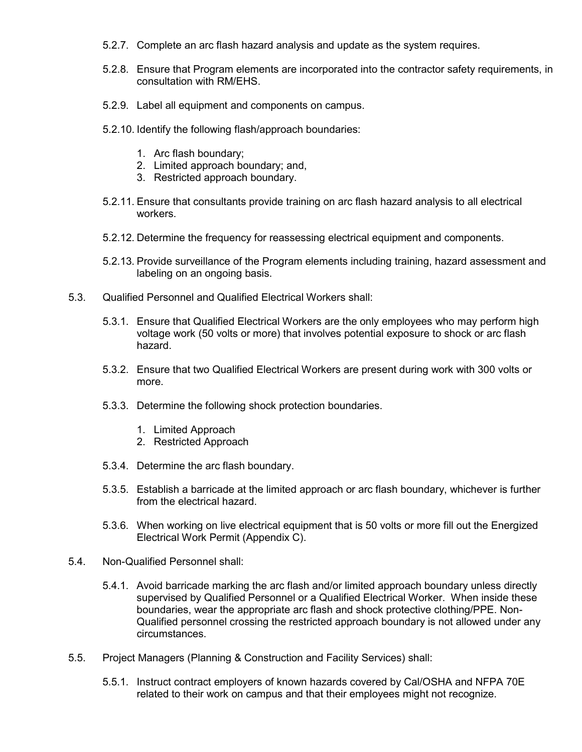5.2.7. Complete an arc flash hazard analysis and update as the system requires.

5.2.8. Ensure that Program elements are incorporated into the contractor safety requirements, in consultation with RM/EHS.

5.2.9. Label all equipment and components on campus.

5.2.10. Identify the following flash/approach boundaries:

1. Arc flash boundary;
2. Limited approach boundary; and,
3. Restricted approach boundary.

5.2.11. Ensure that consultants provide training on arc flash hazard analysis to all electrical workers.

5.2.12. Determine the frequency for reassessing electrical equipment and components.

5.2.13. Provide surveillance of the Program elements including training, hazard assessment and labeling on an ongoing basis.

5.3. Qualified Personnel and Qualified Electrical Workers shall:

5.3.1. Ensure that Qualified Electrical Workers are the only employees who may perform high voltage work (50 volts or more) that involves potential exposure to shock or arc flash hazard.

5.3.2. Ensure that two Qualified Electrical Workers are present during work with 300 volts or more.

5.3.3. Determine the following shock protection boundaries.

1. Limited Approach
2. Restricted Approach

5.3.4. Determine the arc flash boundary.

5.3.5. Establish a barricade at the limited approach or arc flash boundary, whichever is further from the electrical hazard.

5.3.6. When working on live electrical equipment that is 50 volts or more fill out the Energized Electrical Work Permit (Appendix C).

5.4. Non-Qualified Personnel shall:

5.4.1. Avoid barricade marking the arc flash and/or limited approach boundary unless directly supervised by Qualified Personnel or a Qualified Electrical Worker. When inside these boundaries, wear the appropriate arc flash and shock protective clothing/PPE. Non-Qualified personnel crossing the restricted approach boundary is not allowed under any circumstances.

5.5. Project Managers (Planning & Construction and Facility Services) shall:

5.5.1. Instruct contract employers of known hazards covered by Cal/OSHA and NFPA 70E related to their work on campus and that their employees might not recognize.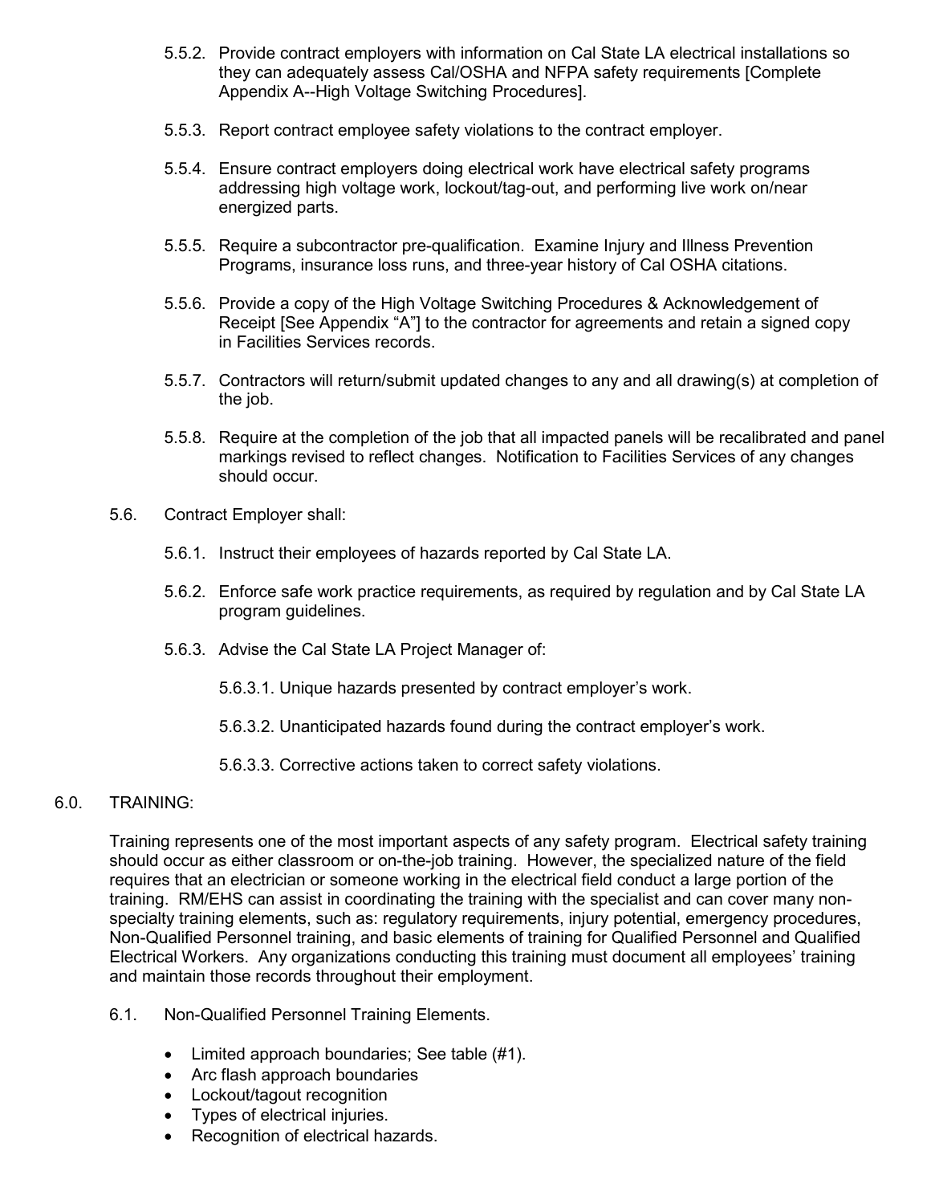5.5.2. Provide contract employers with information on Cal State LA electrical installations so they can adequately assess Cal/OSHA and NFPA safety requirements [Complete Appendix A--High Voltage Switching Procedures].

5.5.3. Report contract employee safety violations to the contract employer.

5.5.4. Ensure contract employers doing electrical work have electrical safety programs addressing high voltage work, lockout/tag-out, and performing live work on/near energized parts.

5.5.5. Require a subcontractor pre-qualification. Examine Injury and Illness Prevention Programs, insurance loss runs, and three-year history of Cal OSHA citations.

5.5.6. Provide a copy of the High Voltage Switching Procedures & Acknowledgement of Receipt [See Appendix "A"] to the contractor for agreements and retain a signed copy in Facilities Services records.

5.5.7. Contractors will return/submit updated changes to any and all drawing(s) at completion of the job.

5.5.8. Require at the completion of the job that all impacted panels will be recalibrated and panel markings revised to reflect changes. Notification to Facilities Services of any changes should occur.

5.6. Contract Employer shall:

5.6.1. Instruct their employees of hazards reported by Cal State LA.

5.6.2. Enforce safe work practice requirements, as required by regulation and by Cal State LA program guidelines.

5.6.3. Advise the Cal State LA Project Manager of:

5.6.3.1. Unique hazards presented by contract employer's work.

5.6.3.2. Unanticipated hazards found during the contract employer's work.

5.6.3.3. Corrective actions taken to correct safety violations.

## 6.0. TRAINING:

Training represents one of the most important aspects of any safety program. Electrical safety training should occur as either classroom or on-the-job training. However, the specialized nature of the field requires that an electrician or someone working in the electrical field conduct a large portion of the training. RM/EHS can assist in coordinating the training with the specialist and can cover many non-specialty training elements, such as: regulatory requirements, injury potential, emergency procedures, Non-Qualified Personnel training, and basic elements of training for Qualified Personnel and Qualified Electrical Workers. Any organizations conducting this training must document all employees' training and maintain those records throughout their employment.

6.1. Non-Qualified Personnel Training Elements.

- Limited approach boundaries; See table (#1).
- Arc flash approach boundaries
- Lockout/tagout recognition
- Types of electrical injuries.
- Recognition of electrical hazards.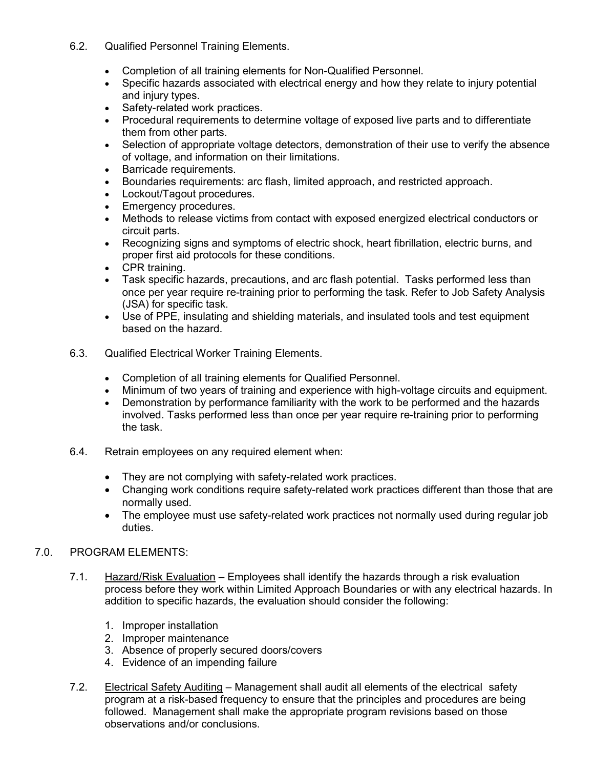6.2. Qualified Personnel Training Elements.

- Completion of all training elements for Non-Qualified Personnel.
- Specific hazards associated with electrical energy and how they relate to injury potential and injury types.
- Safety-related work practices.
- Procedural requirements to determine voltage of exposed live parts and to differentiate them from other parts.
- Selection of appropriate voltage detectors, demonstration of their use to verify the absence of voltage, and information on their limitations.
- Barricade requirements.
- Boundaries requirements: arc flash, limited approach, and restricted approach.
- Lockout/Tagout procedures.
- Emergency procedures.
- Methods to release victims from contact with exposed energized electrical conductors or circuit parts.
- Recognizing signs and symptoms of electric shock, heart fibrillation, electric burns, and proper first aid protocols for these conditions.
- CPR training.
- Task specific hazards, precautions, and arc flash potential. Tasks performed less than once per year require re-training prior to performing the task. Refer to Job Safety Analysis (JSA) for specific task.
- Use of PPE, insulating and shielding materials, and insulated tools and test equipment based on the hazard.

6.3. Qualified Electrical Worker Training Elements.

- Completion of all training elements for Qualified Personnel.
- Minimum of two years of training and experience with high-voltage circuits and equipment.
- Demonstration by performance familiarity with the work to be performed and the hazards involved. Tasks performed less than once per year require re-training prior to performing the task.

6.4. Retrain employees on any required element when:

- They are not complying with safety-related work practices.
- Changing work conditions require safety-related work practices different than those that are normally used.
- The employee must use safety-related work practices not normally used during regular job duties.

## 7.0. PROGRAM ELEMENTS:

7.1. Hazard/Risk Evaluation – Employees shall identify the hazards through a risk evaluation process before they work within Limited Approach Boundaries or with any electrical hazards. In addition to specific hazards, the evaluation should consider the following:

1. Improper installation
2. Improper maintenance
3. Absence of properly secured doors/covers
4. Evidence of an impending failure

7.2. Electrical Safety Auditing – Management shall audit all elements of the electrical safety program at a risk-based frequency to ensure that the principles and procedures are being followed. Management shall make the appropriate program revisions based on those observations and/or conclusions.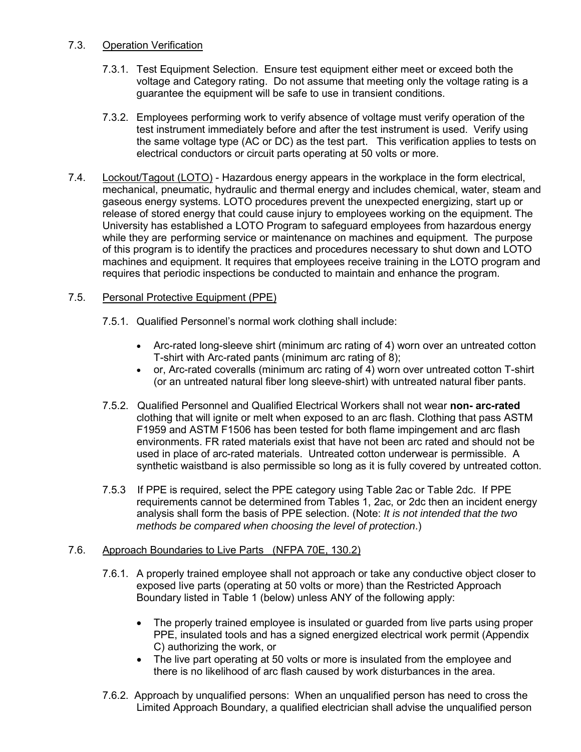## 7.3. Operation Verification

7.3.1. Test Equipment Selection. Ensure test equipment either meet or exceed both the voltage and Category rating. Do not assume that meeting only the voltage rating is a guarantee the equipment will be safe to use in transient conditions.

7.3.2. Employees performing work to verify absence of voltage must verify operation of the test instrument immediately before and after the test instrument is used. Verify using the same voltage type (AC or DC) as the test part. This verification applies to tests on electrical conductors or circuit parts operating at 50 volts or more.

## 7.4. Lockout/Tagout (LOTO)

Hazardous energy appears in the workplace in the form electrical, mechanical, pneumatic, hydraulic and thermal energy and includes chemical, water, steam and gaseous energy systems. LOTO procedures prevent the unexpected energizing, start up or release of stored energy that could cause injury to employees working on the equipment. The University has established a LOTO Program to safeguard employees from hazardous energy while they are performing service or maintenance on machines and equipment. The purpose of this program is to identify the practices and procedures necessary to shut down and LOTO machines and equipment. It requires that employees receive training in the LOTO program and requires that periodic inspections be conducted to maintain and enhance the program.

## 7.5. Personal Protective Equipment (PPE)

7.5.1. Qualified Personnel's normal work clothing shall include:

- Arc-rated long-sleeve shirt (minimum arc rating of 4) worn over an untreated cotton T-shirt with Arc-rated pants (minimum arc rating of 8);
- or, Arc-rated coveralls (minimum arc rating of 4) worn over untreated cotton T-shirt (or an untreated natural fiber long sleeve-shirt) with untreated natural fiber pants.

7.5.2. Qualified Personnel and Qualified Electrical Workers shall not wear **non- arc-rated** clothing that will ignite or melt when exposed to an arc flash. Clothing that pass ASTM F1959 and ASTM F1506 has been tested for both flame impingement and arc flash environments. FR rated materials exist that have not been arc rated and should not be used in place of arc-rated materials. Untreated cotton underwear is permissible. A synthetic waistband is also permissible so long as it is fully covered by untreated cotton.

7.5.3 If PPE is required, select the PPE category using Table 2ac or Table 2dc. If PPE requirements cannot be determined from Tables 1, 2ac, or 2dc then an incident energy analysis shall form the basis of PPE selection. (Note: *It is not intended that the two methods be compared when choosing the level of protection*.)

## 7.6. Approach Boundaries to Live Parts (NFPA 70E, 130.2)

7.6.1. A properly trained employee shall not approach or take any conductive object closer to exposed live parts (operating at 50 volts or more) than the Restricted Approach Boundary listed in Table 1 (below) unless ANY of the following apply:

- The properly trained employee is insulated or guarded from live parts using proper PPE, insulated tools and has a signed energized electrical work permit (Appendix C) authorizing the work, or
- The live part operating at 50 volts or more is insulated from the employee and there is no likelihood of arc flash caused by work disturbances in the area.

7.6.2. Approach by unqualified persons: When an unqualified person has need to cross the Limited Approach Boundary, a qualified electrician shall advise the unqualified person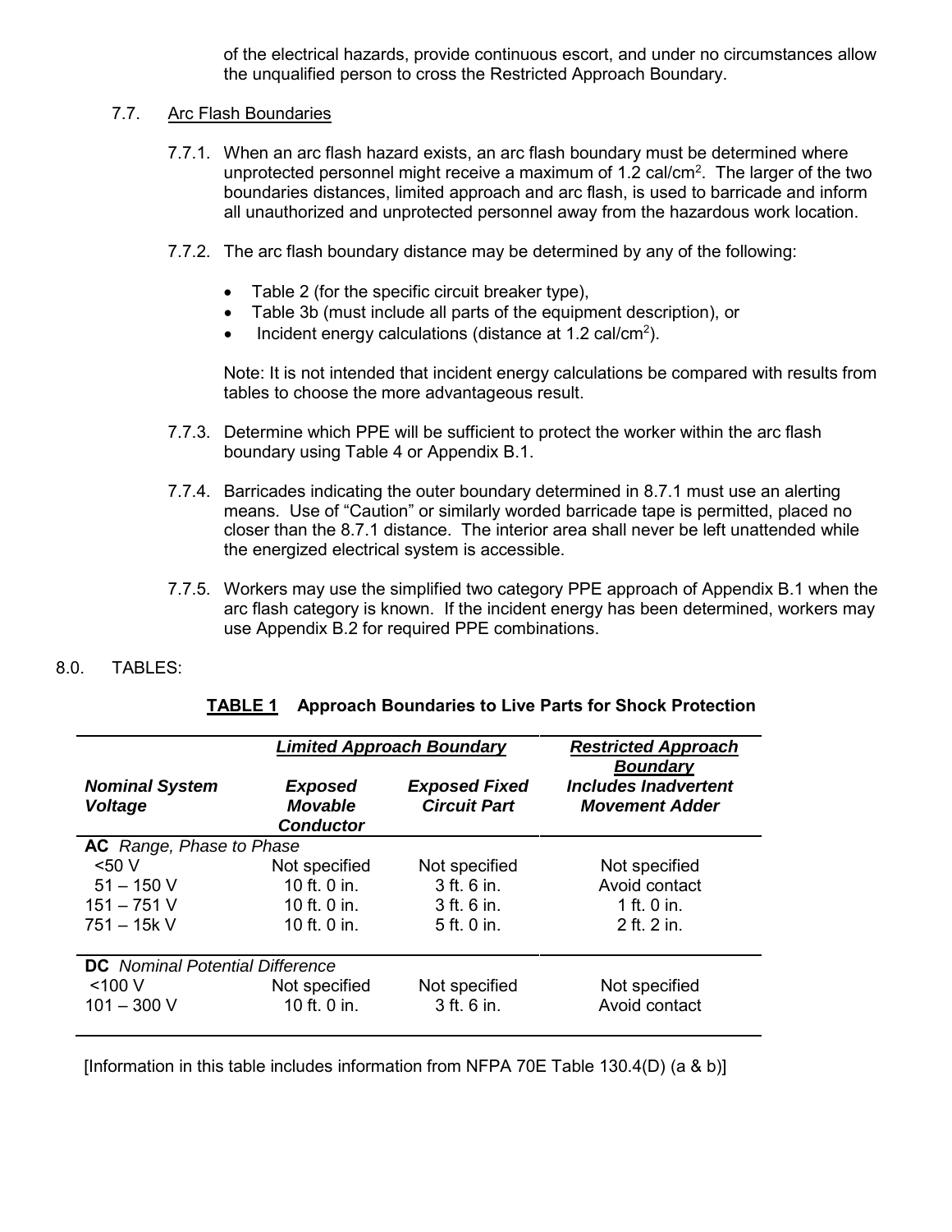of the electrical hazards, provide continuous escort, and under no circumstances allow the unqualified person to cross the Restricted Approach Boundary.

7.7. Arc Flash Boundaries

7.7.1. When an arc flash hazard exists, an arc flash boundary must be determined where unprotected personnel might receive a maximum of 1.2 cal/cm$^2$. The larger of the two boundaries distances, limited approach and arc flash, is used to barricade and inform all unauthorized and unprotected personnel away from the hazardous work location.

7.7.2. The arc flash boundary distance may be determined by any of the following:

- Table 2 (for the specific circuit breaker type),
- Table 3b (must include all parts of the equipment description), or
- Incident energy calculations (distance at 1.2 cal/cm$^2$).

Note: It is not intended that incident energy calculations be compared with results from tables to choose the more advantageous result.

7.7.3. Determine which PPE will be sufficient to protect the worker within the arc flash boundary using Table 4 or Appendix B.1.

7.7.4. Barricades indicating the outer boundary determined in 8.7.1 must use an alerting means. Use of "Caution" or similarly worded barricade tape is permitted, placed no closer than the 8.7.1 distance. The interior area shall never be left unattended while the energized electrical system is accessible.

7.7.5. Workers may use the simplified two category PPE approach of Appendix B.1 when the arc flash category is known. If the incident energy has been determined, workers may use Appendix B.2 for required PPE combinations.

8.0. TABLES:

**TABLE 1 Approach Boundaries to Live Parts for Shock Protection**

| | ***Limited Approach Boundary*** | | ***Restricted Approach Boundary*** |
|---|---|---|---|
| ***Nominal System Voltage*** | ***Exposed Movable Conductor*** | ***Exposed Fixed Circuit Part*** | ***Includes Inadvertent Movement Adder*** |
| **AC** *Range, Phase to Phase* | | | |
| <50 V | Not specified | Not specified | Not specified |
| 51 – 150 V | 10 ft. 0 in. | 3 ft. 6 in. | Avoid contact |
| 151 – 751 V | 10 ft. 0 in. | 3 ft. 6 in. | 1 ft. 0 in. |
| 751 – 15k V | 10 ft. 0 in. | 5 ft. 0 in. | 2 ft. 2 in. |
| **DC** *Nominal Potential Difference* | | | |
| <100 V | Not specified | Not specified | Not specified |
| 101 – 300 V | 10 ft. 0 in. | 3 ft. 6 in. | Avoid contact |

[Information in this table includes information from NFPA 70E Table 130.4(D) (a & b)]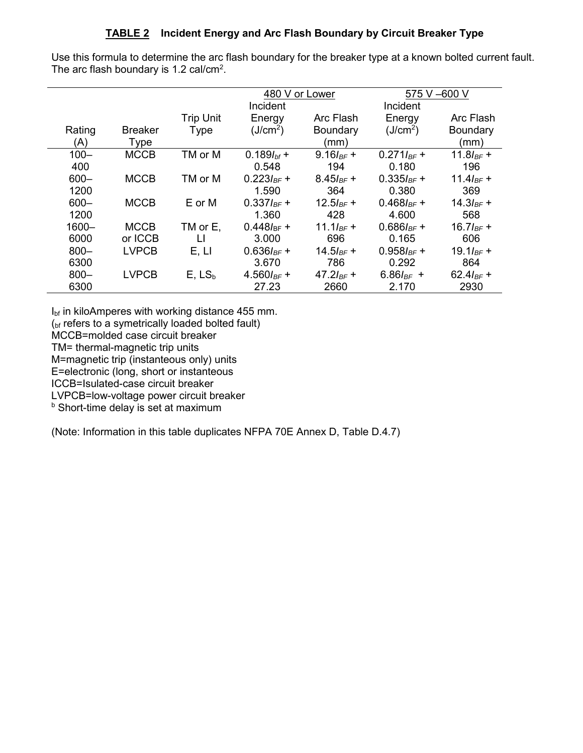## **TABLE 2** Incident Energy and Arc Flash Boundary by Circuit Breaker Type

Use this formula to determine the arc flash boundary for the breaker type at a known bolted current fault. The arc flash boundary is 1.2 cal/cm$^2$.

| | | | 480 V or Lower | | 575 V –600 V | |
|---|---|---|---|---|---|---|
| Rating (A) | Breaker Type | Trip Unit Type | Incident Energy (J/cm$^2$) | Arc Flash Boundary (mm) | Incident Energy (J/cm$^2$) | Arc Flash Boundary (mm) |
| 100–400 | MCCB | TM or M | $0.189I_{bf}$ + 0.548 | $9.16I_{BF}$ + 194 | $0.271I_{BF}$ + 0.180 | $11.8I_{BF}$ + 196 |
| 600–1200 | MCCB | TM or M | $0.223I_{BF}$ + 1.590 | $8.45I_{BF}$ + 364 | $0.335I_{BF}$ + 0.380 | $11.4I_{BF}$ + 369 |
| 600–1200 | MCCB | E or M | $0.337I_{BF}$ + 1.360 | $12.5I_{BF}$ + 428 | $0.468I_{BF}$ + 4.600 | $14.3I_{BF}$ + 568 |
| 1600–6000 | MCCB or ICCB | TM or E, LI | $0.448I_{BF}$ + 3.000 | $11.1I_{BF}$ + 696 | $0.686I_{BF}$ + 0.165 | $16.7I_{BF}$ + 606 |
| 800–6300 | LVPCB | E, LI | $0.636I_{BF}$ + 3.670 | $14.5I_{BF}$ + 786 | $0.958I_{BF}$ + 0.292 | $19.1I_{BF}$ + 864 |
| 800–6300 | LVPCB | E, $LS_b$ | $4.560I_{BF}$ + 27.23 | $47.2I_{BF}$ + 2660 | $6.86I_{BF}$ + 2.170 | $62.4I_{BF}$ + 2930 |

$I_{bf}$ in kiloAmperes with working distance 455 mm.
($_{bf}$ refers to a symetrically loaded bolted fault)
MCCB=molded case circuit breaker
TM= thermal-magnetic trip units
M=magnetic trip (instanteous only) units
E=electronic (long, short or instanteous
ICCB=Isulated-case circuit breaker
LVPCB=low-voltage power circuit breaker
[b] Short-time delay is set at maximum

(Note: Information in this table duplicates NFPA 70E Annex D, Table D.4.7)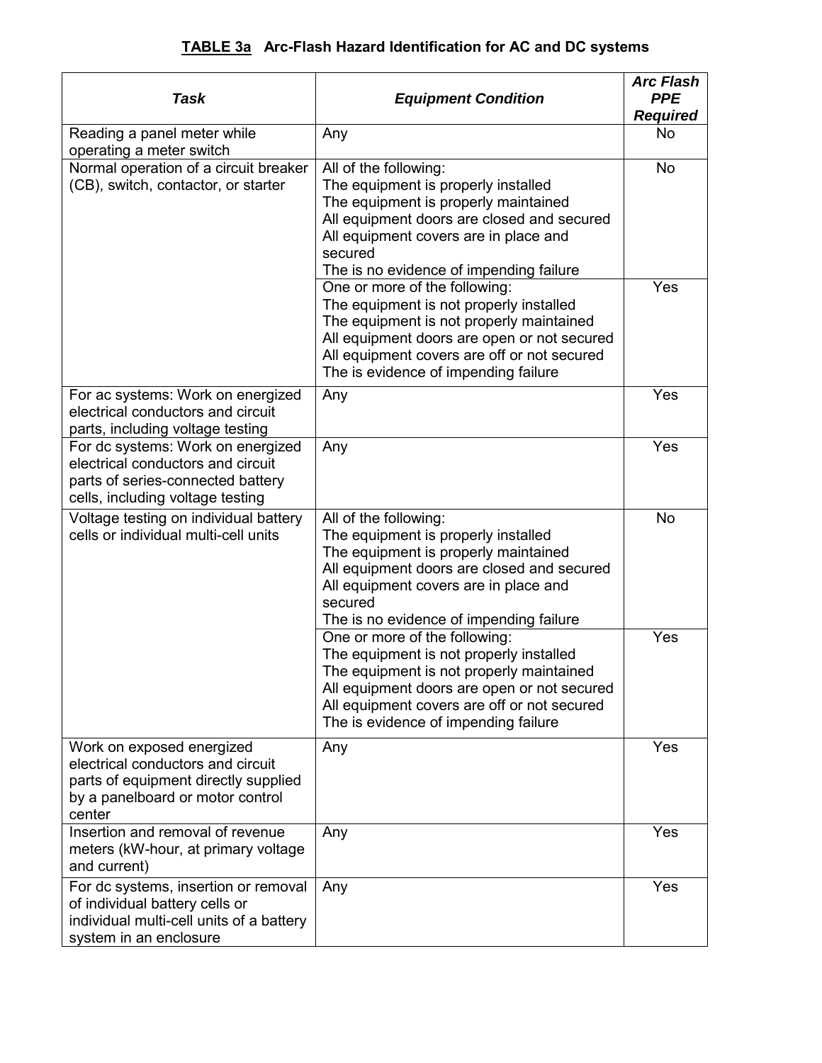**TABLE 3a Arc-Flash Hazard Identification for AC and DC systems**

| *Task* | *Equipment Condition* | *Arc Flash PPE Required* |
|---|---|---|
| Reading a panel meter while operating a meter switch | Any | No |
| Normal operation of a circuit breaker (CB), switch, contactor, or starter | All of the following:<br>The equipment is properly installed<br>The equipment is properly maintained<br>All equipment doors are closed and secured<br>All equipment covers are in place and secured<br>The is no evidence of impending failure | No |
| | One or more of the following:<br>The equipment is not properly installed<br>The equipment is not properly maintained<br>All equipment doors are open or not secured<br>All equipment covers are off or not secured<br>The is evidence of impending failure | Yes |
| For ac systems: Work on energized electrical conductors and circuit parts, including voltage testing | Any | Yes |
| For dc systems: Work on energized electrical conductors and circuit parts of series-connected battery cells, including voltage testing | Any | Yes |
| Voltage testing on individual battery cells or individual multi-cell units | All of the following:<br>The equipment is properly installed<br>The equipment is properly maintained<br>All equipment doors are closed and secured<br>All equipment covers are in place and secured<br>The is no evidence of impending failure | No |
| | One or more of the following:<br>The equipment is not properly installed<br>The equipment is not properly maintained<br>All equipment doors are open or not secured<br>All equipment covers are off or not secured<br>The is evidence of impending failure | Yes |
| Work on exposed energized electrical conductors and circuit parts of equipment directly supplied by a panelboard or motor control center | Any | Yes |
| Insertion and removal of revenue meters (kW-hour, at primary voltage and current) | Any | Yes |
| For dc systems, insertion or removal of individual battery cells or individual multi-cell units of a battery system in an enclosure | Any | Yes |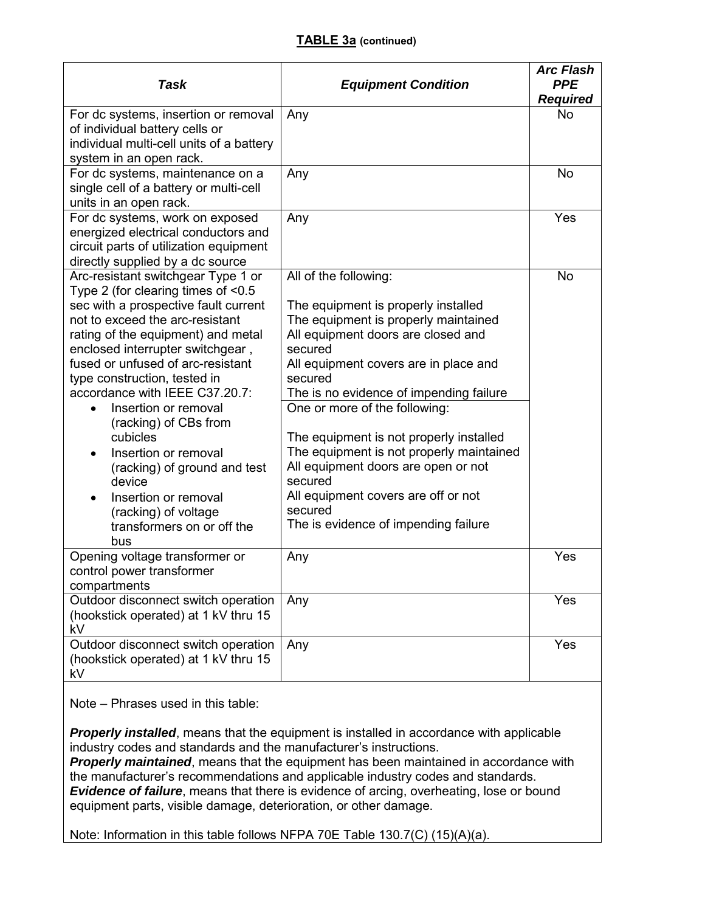**TABLE 3a (continued)**

| *Task* | *Equipment Condition* | *Arc Flash PPE Required* |
|---|---|---|
| For dc systems, insertion or removal of individual battery cells or individual multi-cell units of a battery system in an open rack. | Any | No |
| For dc systems, maintenance on a single cell of a battery or multi-cell units in an open rack. | Any | No |
| For dc systems, work on exposed energized electrical conductors and circuit parts of utilization equipment directly supplied by a dc source | Any | Yes |
| Arc-resistant switchgear Type 1 or Type 2 (for clearing times of <0.5 sec with a prospective fault current not to exceed the arc-resistant rating of the equipment) and metal enclosed interrupter switchgear , fused or unfused of arc-resistant type construction, tested in accordance with IEEE C37.20.7:<br>• Insertion or removal (racking) of CBs from cubicles<br>• Insertion or removal (racking) of ground and test device<br>• Insertion or removal (racking) of voltage transformers on or off the bus | All of the following:<br><br>The equipment is properly installed<br>The equipment is properly maintained<br>All equipment doors are closed and secured<br>All equipment covers are in place and secured<br>The is no evidence of impending failure | No |
| | One or more of the following:<br><br>The equipment is not properly installed<br>The equipment is not properly maintained<br>All equipment doors are open or not secured<br>All equipment covers are off or not secured<br>The is evidence of impending failure | |
| Opening voltage transformer or control power transformer compartments | Any | Yes |
| Outdoor disconnect switch operation (hookstick operated) at 1 kV thru 15 kV | Any | Yes |
| Outdoor disconnect switch operation (hookstick operated) at 1 kV thru 15 kV | Any | Yes |

Note – Phrases used in this table:

***Properly installed***, means that the equipment is installed in accordance with applicable industry codes and standards and the manufacturer's instructions.
***Properly maintained***, means that the equipment has been maintained in accordance with the manufacturer's recommendations and applicable industry codes and standards.
***Evidence of failure***, means that there is evidence of arcing, overheating, lose or bound equipment parts, visible damage, deterioration, or other damage.

Note: Information in this table follows NFPA 70E Table 130.7(C) (15)(A)(a).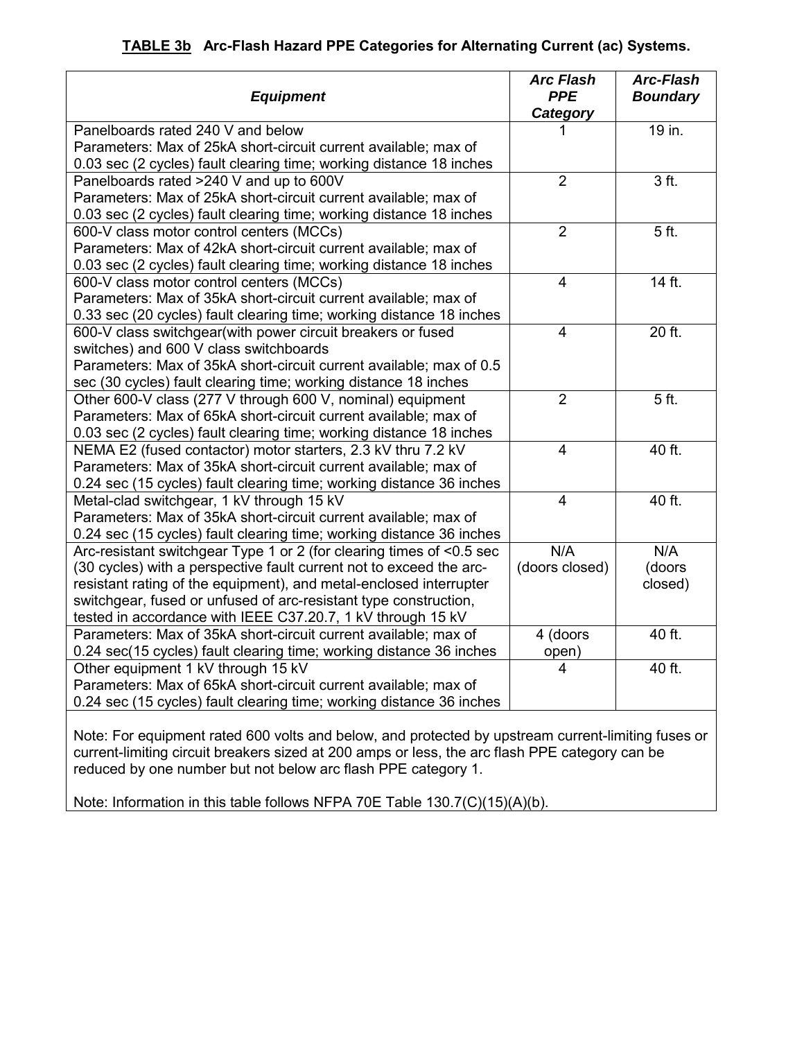**TABLE 3b Arc-Flash Hazard PPE Categories for Alternating Current (ac) Systems.**

| *Equipment* | *Arc Flash PPE Category* | *Arc-Flash Boundary* |
|---|---|---|
| Panelboards rated 240 V and below<br>Parameters: Max of 25kA short-circuit current available; max of 0.03 sec (2 cycles) fault clearing time; working distance 18 inches | 1 | 19 in. |
| Panelboards rated >240 V and up to 600V<br>Parameters: Max of 25kA short-circuit current available; max of 0.03 sec (2 cycles) fault clearing time; working distance 18 inches | 2 | 3 ft. |
| 600-V class motor control centers (MCCs)<br>Parameters: Max of 42kA short-circuit current available; max of 0.03 sec (2 cycles) fault clearing time; working distance 18 inches | 2 | 5 ft. |
| 600-V class motor control centers (MCCs)<br>Parameters: Max of 35kA short-circuit current available; max of 0.33 sec (20 cycles) fault clearing time; working distance 18 inches | 4 | 14 ft. |
| 600-V class switchgear(with power circuit breakers or fused switches) and 600 V class switchboards<br>Parameters: Max of 35kA short-circuit current available; max of 0.5 sec (30 cycles) fault clearing time; working distance 18 inches | 4 | 20 ft. |
| Other 600-V class (277 V through 600 V, nominal) equipment<br>Parameters: Max of 65kA short-circuit current available; max of 0.03 sec (2 cycles) fault clearing time; working distance 18 inches | 2 | 5 ft. |
| NEMA E2 (fused contactor) motor starters, 2.3 kV thru 7.2 kV<br>Parameters: Max of 35kA short-circuit current available; max of 0.24 sec (15 cycles) fault clearing time; working distance 36 inches | 4 | 40 ft. |
| Metal-clad switchgear, 1 kV through 15 kV<br>Parameters: Max of 35kA short-circuit current available; max of 0.24 sec (15 cycles) fault clearing time; working distance 36 inches | 4 | 40 ft. |
| Arc-resistant switchgear Type 1 or 2 (for clearing times of <0.5 sec (30 cycles) with a perspective fault current not to exceed the arc-resistant rating of the equipment), and metal-enclosed interrupter switchgear, fused or unfused of arc-resistant type construction, tested in accordance with IEEE C37.20.7, 1 kV through 15 kV | N/A (doors closed) | N/A (doors closed) |
| Parameters: Max of 35kA short-circuit current available; max of 0.24 sec(15 cycles) fault clearing time; working distance 36 inches | 4 (doors open) | 40 ft. |
| Other equipment 1 kV through 15 kV<br>Parameters: Max of 65kA short-circuit current available; max of 0.24 sec (15 cycles) fault clearing time; working distance 36 inches | 4 | 40 ft. |

Note: For equipment rated 600 volts and below, and protected by upstream current-limiting fuses or current-limiting circuit breakers sized at 200 amps or less, the arc flash PPE category can be reduced by one number but not below arc flash PPE category 1.

Note: Information in this table follows NFPA 70E Table 130.7(C)(15)(A)(b).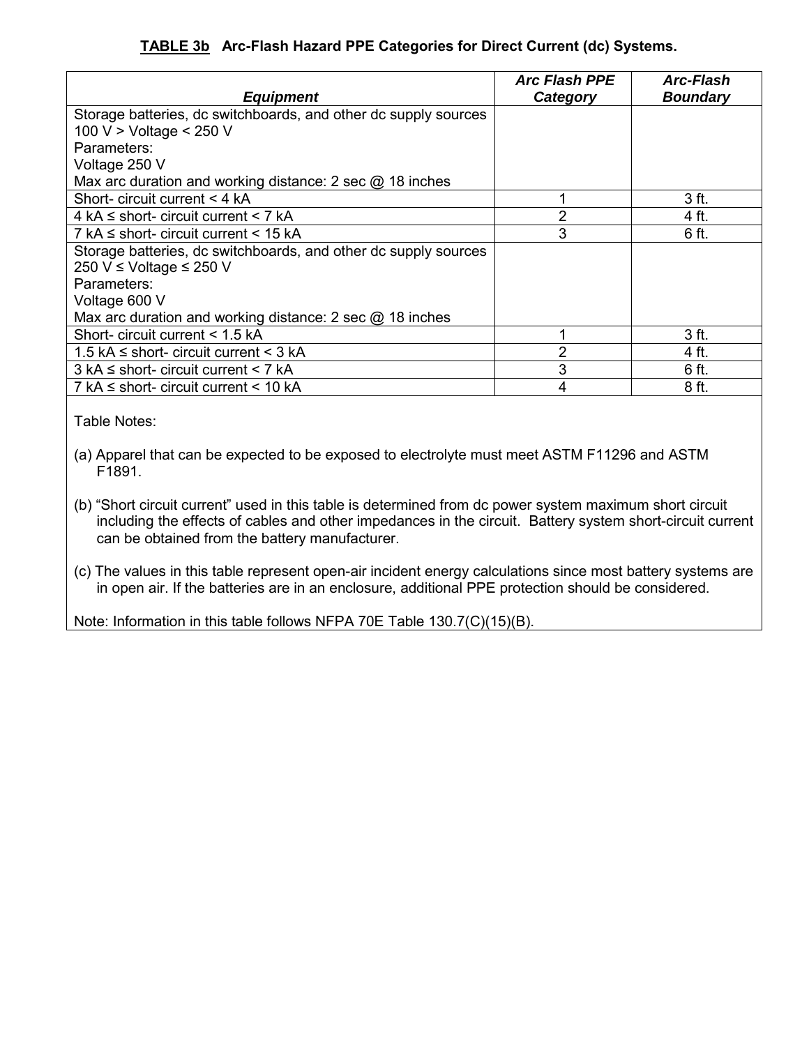**TABLE 3b** **Arc-Flash Hazard PPE Categories for Direct Current (dc) Systems.**

| *Equipment* | *Arc Flash PPE Category* | *Arc-Flash Boundary* |
|---|---|---|
| Storage batteries, dc switchboards, and other dc supply sources<br>100 V > Voltage < 250 V<br>Parameters:<br>Voltage 250 V<br>Max arc duration and working distance: 2 sec @ 18 inches | | |
| Short- circuit current < 4 kA | 1 | 3 ft. |
| 4 kA ≤ short- circuit current < 7 kA | 2 | 4 ft. |
| 7 kA ≤ short- circuit current < 15 kA | 3 | 6 ft. |
| Storage batteries, dc switchboards, and other dc supply sources<br>250 V ≤ Voltage ≤ 250 V<br>Parameters:<br>Voltage 600 V<br>Max arc duration and working distance: 2 sec @ 18 inches | | |
| Short- circuit current < 1.5 kA | 1 | 3 ft. |
| 1.5 kA ≤ short- circuit current < 3 kA | 2 | 4 ft. |
| 3 kA ≤ short- circuit current < 7 kA | 3 | 6 ft. |
| 7 kA ≤ short- circuit current < 10 kA | 4 | 8 ft. |

Table Notes:

(a) Apparel that can be expected to be exposed to electrolyte must meet ASTM F11296 and ASTM F1891.

(b) “Short circuit current” used in this table is determined from dc power system maximum short circuit including the effects of cables and other impedances in the circuit. Battery system short-circuit current can be obtained from the battery manufacturer.

(c) The values in this table represent open-air incident energy calculations since most battery systems are in open air. If the batteries are in an enclosure, additional PPE protection should be considered.

Note: Information in this table follows NFPA 70E Table 130.7(C)(15)(B).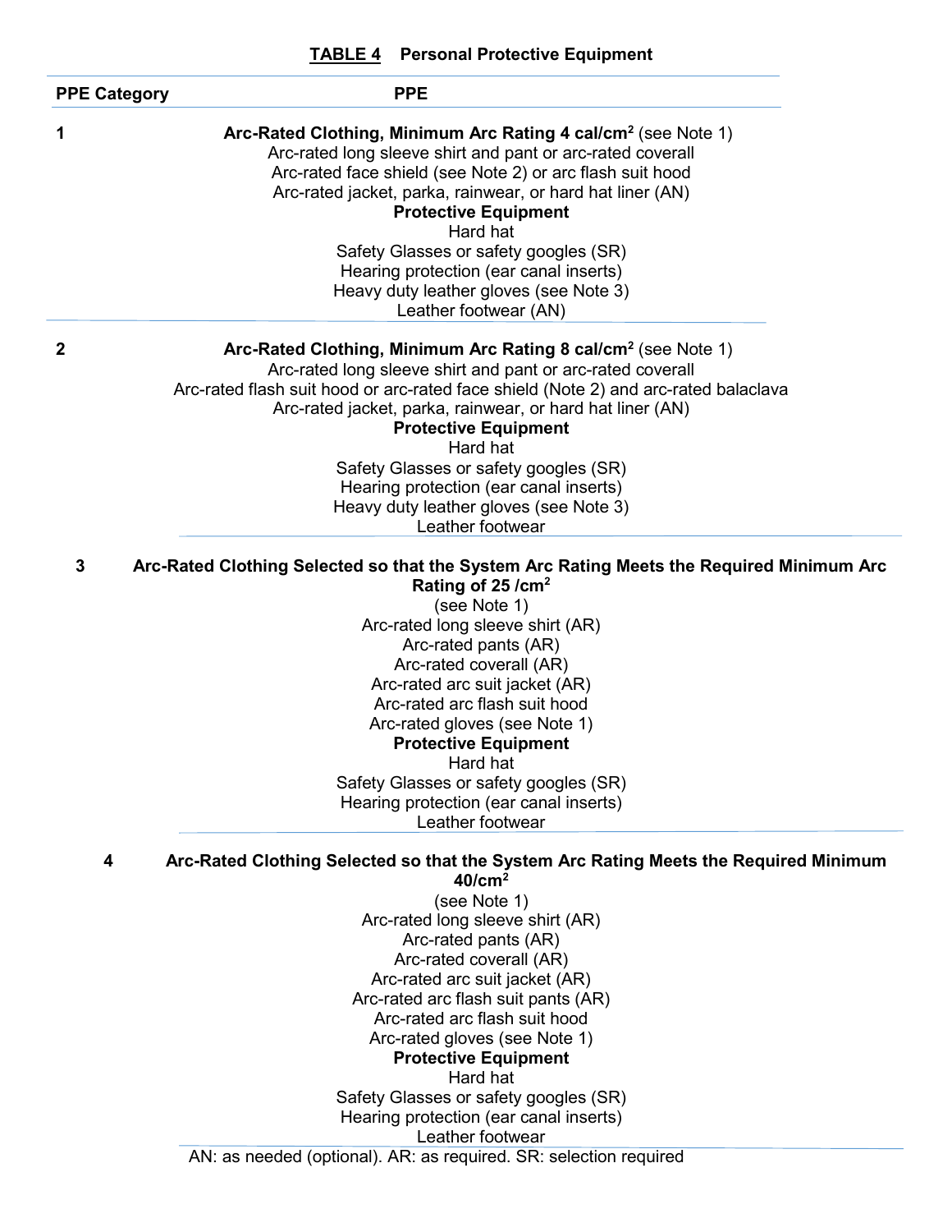**TABLE 4 Personal Protective Equipment**

| PPE Category | PPE |
|---|---|
| 1 | **Arc-Rated Clothing, Minimum Arc Rating 4 cal/cm$^2$** (see Note 1)<br>Arc-rated long sleeve shirt and pant or arc-rated coverall<br>Arc-rated face shield (see Note 2) or arc flash suit hood<br>Arc-rated jacket, parka, rainwear, or hard hat liner (AN)<br>**Protective Equipment**<br>Hard hat<br>Safety Glasses or safety googles (SR)<br>Hearing protection (ear canal inserts)<br>Heavy duty leather gloves (see Note 3)<br>Leather footwear (AN) |
| 2 | **Arc-Rated Clothing, Minimum Arc Rating 8 cal/cm$^2$** (see Note 1)<br>Arc-rated long sleeve shirt and pant or arc-rated coverall<br>Arc-rated flash suit hood or arc-rated face shield (Note 2) and arc-rated balaclava<br>Arc-rated jacket, parka, rainwear, or hard hat liner (AN)<br>**Protective Equipment**<br>Hard hat<br>Safety Glasses or safety googles (SR)<br>Hearing protection (ear canal inserts)<br>Heavy duty leather gloves (see Note 3)<br>Leather footwear |
| 3 | **Arc-Rated Clothing Selected so that the System Arc Rating Meets the Required Minimum Arc Rating of 25 /cm$^2$**<br>(see Note 1)<br>Arc-rated long sleeve shirt (AR)<br>Arc-rated pants (AR)<br>Arc-rated coverall (AR)<br>Arc-rated arc suit jacket (AR)<br>Arc-rated arc flash suit hood<br>Arc-rated gloves (see Note 1)<br>**Protective Equipment**<br>Hard hat<br>Safety Glasses or safety googles (SR)<br>Hearing protection (ear canal inserts)<br>Leather footwear |
| 4 | **Arc-Rated Clothing Selected so that the System Arc Rating Meets the Required Minimum 40/cm$^2$**<br>(see Note 1)<br>Arc-rated long sleeve shirt (AR)<br>Arc-rated pants (AR)<br>Arc-rated coverall (AR)<br>Arc-rated arc suit jacket (AR)<br>Arc-rated arc flash suit pants (AR)<br>Arc-rated arc flash suit hood<br>Arc-rated gloves (see Note 1)<br>**Protective Equipment**<br>Hard hat<br>Safety Glasses or safety googles (SR)<br>Hearing protection (ear canal inserts)<br>Leather footwear |

AN: as needed (optional). AR: as required. SR: selection required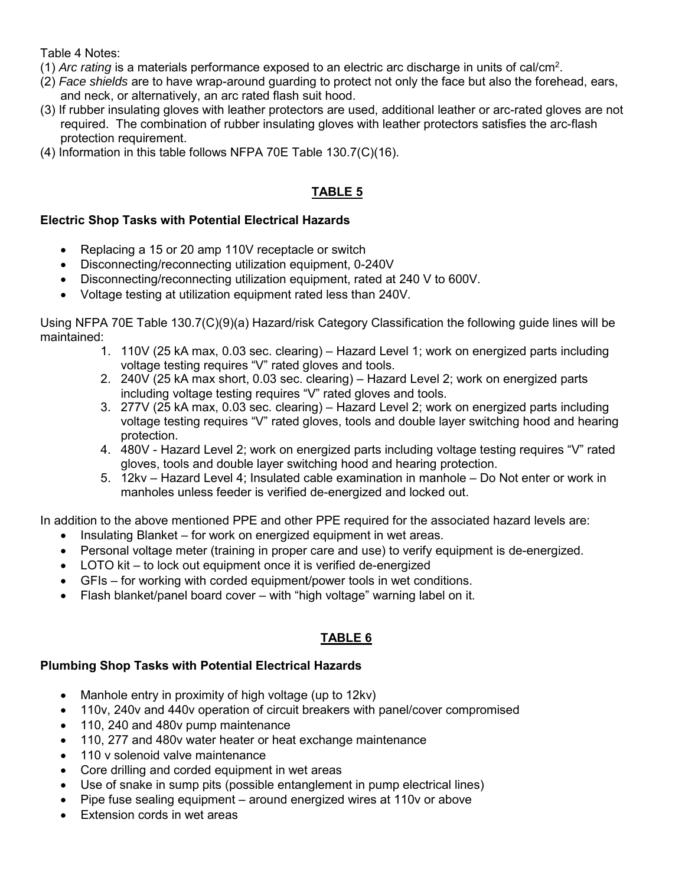Table 4 Notes:

(1) *Arc rating* is a materials performance exposed to an electric arc discharge in units of $cal/cm^2$.
(2) *Face shields* are to have wrap-around guarding to protect not only the face but also the forehead, ears, and neck, or alternatively, an arc rated flash suit hood.
(3) If rubber insulating gloves with leather protectors are used, additional leather or arc-rated gloves are not required. The combination of rubber insulating gloves with leather protectors satisfies the arc-flash protection requirement.
(4) Information in this table follows NFPA 70E Table 130.7(C)(16).

## TABLE 5

**Electric Shop Tasks with Potential Electrical Hazards**

- Replacing a 15 or 20 amp 110V receptacle or switch
- Disconnecting/reconnecting utilization equipment, 0-240V
- Disconnecting/reconnecting utilization equipment, rated at 240 V to 600V.
- Voltage testing at utilization equipment rated less than 240V.

Using NFPA 70E Table 130.7(C)(9)(a) Hazard/risk Category Classification the following guide lines will be maintained:

1. 110V (25 kA max, 0.03 sec. clearing) – Hazard Level 1; work on energized parts including voltage testing requires "V" rated gloves and tools.
2. 240V (25 kA max short, 0.03 sec. clearing) – Hazard Level 2; work on energized parts including voltage testing requires "V" rated gloves and tools.
3. 277V (25 kA max, 0.03 sec. clearing) – Hazard Level 2; work on energized parts including voltage testing requires "V" rated gloves, tools and double layer switching hood and hearing protection.
4. 480V - Hazard Level 2; work on energized parts including voltage testing requires "V" rated gloves, tools and double layer switching hood and hearing protection.
5. 12kv – Hazard Level 4; Insulated cable examination in manhole – Do Not enter or work in manholes unless feeder is verified de-energized and locked out.

In addition to the above mentioned PPE and other PPE required for the associated hazard levels are:

- Insulating Blanket – for work on energized equipment in wet areas.
- Personal voltage meter (training in proper care and use) to verify equipment is de-energized.
- LOTO kit – to lock out equipment once it is verified de-energized
- GFIs – for working with corded equipment/power tools in wet conditions.
- Flash blanket/panel board cover – with "high voltage" warning label on it.

## TABLE 6

**Plumbing Shop Tasks with Potential Electrical Hazards**

- Manhole entry in proximity of high voltage (up to 12kv)
- 110v, 240v and 440v operation of circuit breakers with panel/cover compromised
- 110, 240 and 480v pump maintenance
- 110, 277 and 480v water heater or heat exchange maintenance
- 110 v solenoid valve maintenance
- Core drilling and corded equipment in wet areas
- Use of snake in sump pits (possible entanglement in pump electrical lines)
- Pipe fuse sealing equipment – around energized wires at 110v or above
- Extension cords in wet areas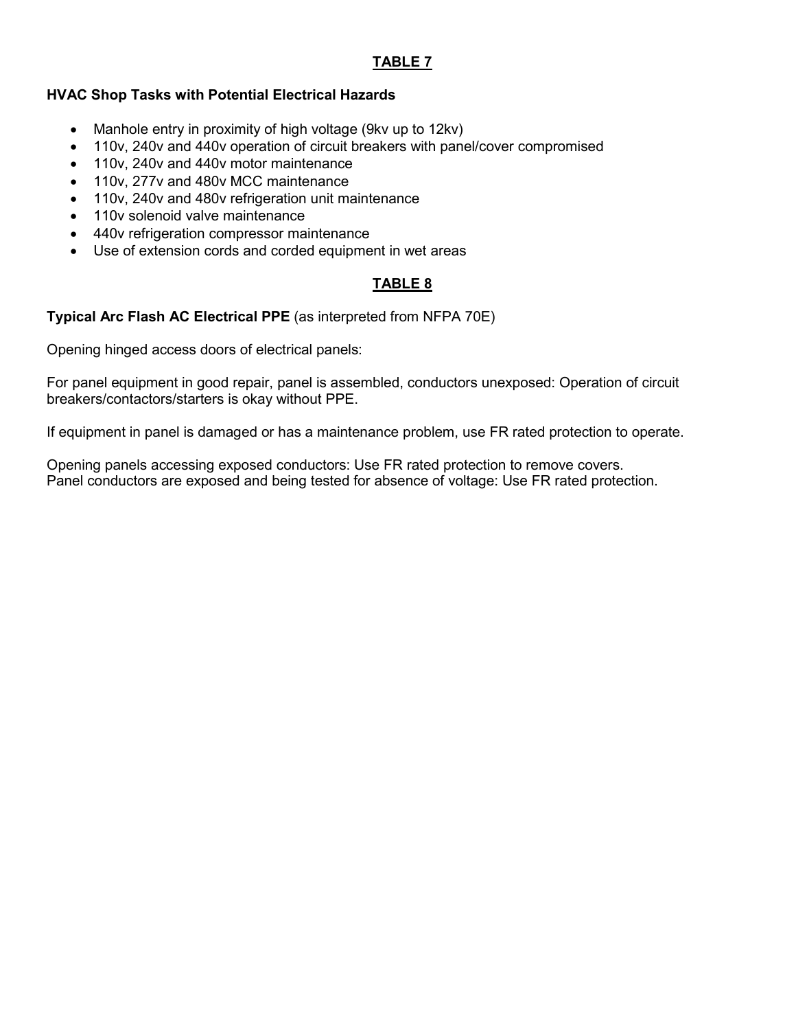## TABLE 7

**HVAC Shop Tasks with Potential Electrical Hazards**

- Manhole entry in proximity of high voltage (9kv up to 12kv)
- 110v, 240v and 440v operation of circuit breakers with panel/cover compromised
- 110v, 240v and 440v motor maintenance
- 110v, 277v and 480v MCC maintenance
- 110v, 240v and 480v refrigeration unit maintenance
- 110v solenoid valve maintenance
- 440v refrigeration compressor maintenance
- Use of extension cords and corded equipment in wet areas

## TABLE 8

**Typical Arc Flash AC Electrical PPE** (as interpreted from NFPA 70E)

Opening hinged access doors of electrical panels:

For panel equipment in good repair, panel is assembled, conductors unexposed: Operation of circuit breakers/contactors/starters is okay without PPE.

If equipment in panel is damaged or has a maintenance problem, use FR rated protection to operate.

Opening panels accessing exposed conductors: Use FR rated protection to remove covers.
Panel conductors are exposed and being tested for absence of voltage: Use FR rated protection.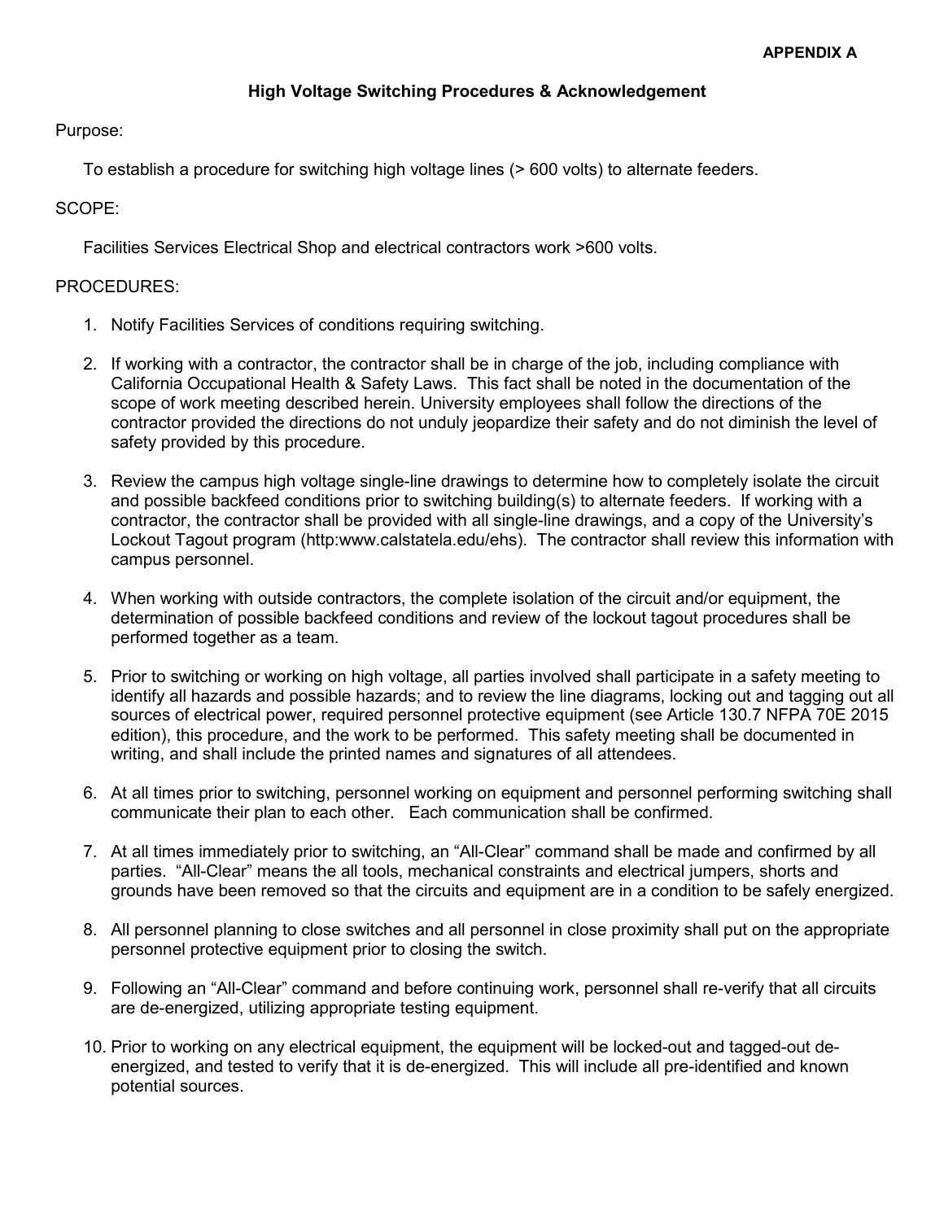**APPENDIX A**

## High Voltage Switching Procedures & Acknowledgement

Purpose:

To establish a procedure for switching high voltage lines (> 600 volts) to alternate feeders.

SCOPE:

Facilities Services Electrical Shop and electrical contractors work >600 volts.

PROCEDURES:

1. Notify Facilities Services of conditions requiring switching.

2. If working with a contractor, the contractor shall be in charge of the job, including compliance with California Occupational Health & Safety Laws. This fact shall be noted in the documentation of the scope of work meeting described herein. University employees shall follow the directions of the contractor provided the directions do not unduly jeopardize their safety and do not diminish the level of safety provided by this procedure.

3. Review the campus high voltage single-line drawings to determine how to completely isolate the circuit and possible backfeed conditions prior to switching building(s) to alternate feeders. If working with a contractor, the contractor shall be provided with all single-line drawings, and a copy of the University's Lockout Tagout program (http:www.calstatela.edu/ehs). The contractor shall review this information with campus personnel.

4. When working with outside contractors, the complete isolation of the circuit and/or equipment, the determination of possible backfeed conditions and review of the lockout tagout procedures shall be performed together as a team.

5. Prior to switching or working on high voltage, all parties involved shall participate in a safety meeting to identify all hazards and possible hazards; and to review the line diagrams, locking out and tagging out all sources of electrical power, required personnel protective equipment (see Article 130.7 NFPA 70E 2015 edition), this procedure, and the work to be performed. This safety meeting shall be documented in writing, and shall include the printed names and signatures of all attendees.

6. At all times prior to switching, personnel working on equipment and personnel performing switching shall communicate their plan to each other. Each communication shall be confirmed.

7. At all times immediately prior to switching, an "All-Clear" command shall be made and confirmed by all parties. "All-Clear" means the all tools, mechanical constraints and electrical jumpers, shorts and grounds have been removed so that the circuits and equipment are in a condition to be safely energized.

8. All personnel planning to close switches and all personnel in close proximity shall put on the appropriate personnel protective equipment prior to closing the switch.

9. Following an "All-Clear" command and before continuing work, personnel shall re-verify that all circuits are de-energized, utilizing appropriate testing equipment.

10. Prior to working on any electrical equipment, the equipment will be locked-out and tagged-out de-energized, and tested to verify that it is de-energized. This will include all pre-identified and known potential sources.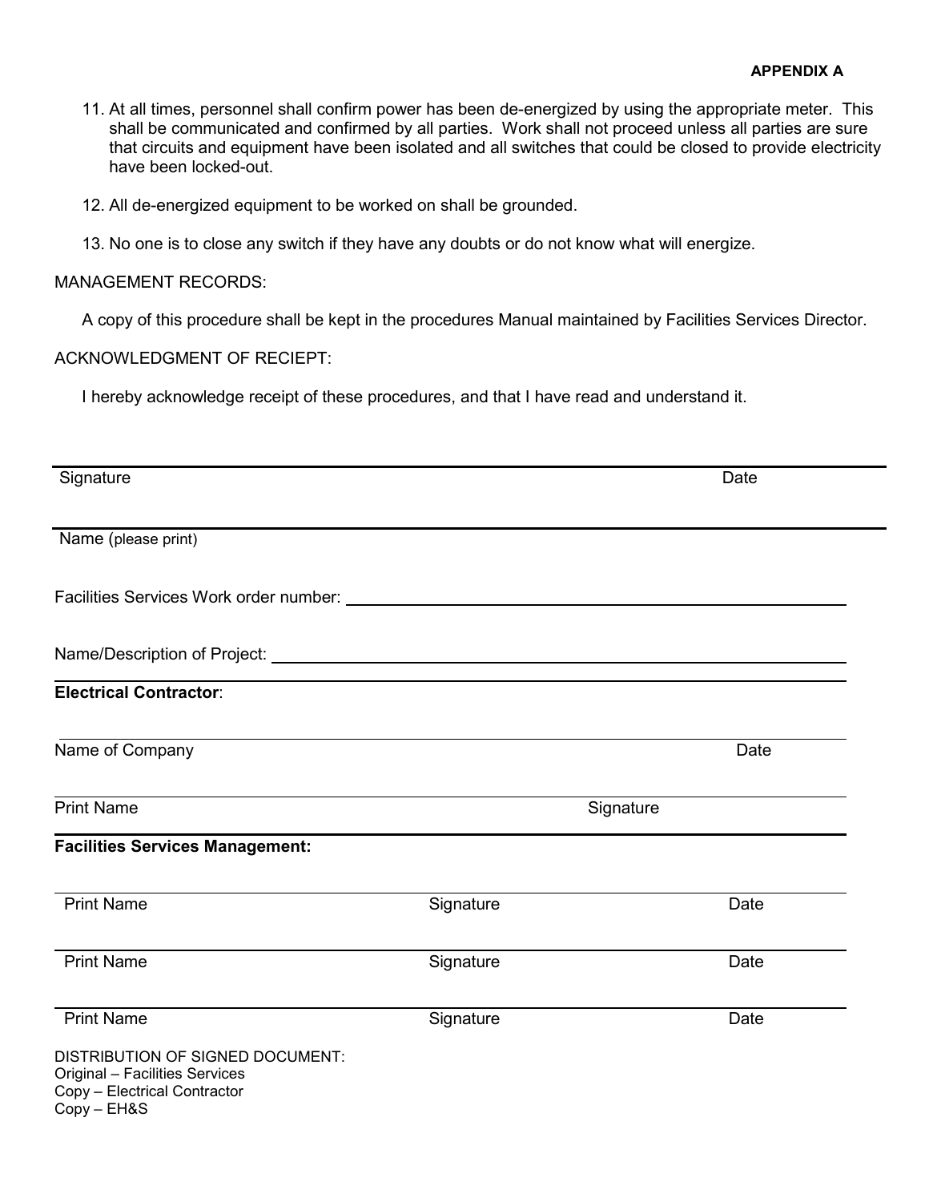**APPENDIX A**

11. At all times, personnel shall confirm power has been de-energized by using the appropriate meter. This shall be communicated and confirmed by all parties. Work shall not proceed unless all parties are sure that circuits and equipment have been isolated and all switches that could be closed to provide electricity have been locked-out.

12. All de-energized equipment to be worked on shall be grounded.

13. No one is to close any switch if they have any doubts or do not know what will energize.

MANAGEMENT RECORDS:

A copy of this procedure shall be kept in the procedures Manual maintained by Facilities Services Director.

ACKNOWLEDGMENT OF RECIEPT:

I hereby acknowledge receipt of these procedures, and that I have read and understand it.

\_\_\_\_\_\_\_\_\_\_\_\_\_\_\_\_\_\_\_\_\_\_\_\_\_\_\_\_\_\_\_\_\_\_\_\_\_\_\_\_\_\_\_\_\_\_\_\_\_\_\_\_\_\_\_\_\_\_\_\_\_\_\_\_\_\_

Signature Date

\_\_\_\_\_\_\_\_\_\_\_\_\_\_\_\_\_\_\_\_\_\_\_\_\_\_\_\_\_\_\_\_\_\_\_\_\_\_\_\_\_\_\_\_\_\_\_\_\_\_\_\_\_\_\_\_\_\_\_\_\_\_\_\_\_\_

Name (please print)

Facilities Services Work order number: \_\_\_\_\_\_\_\_\_\_\_\_\_\_\_\_\_\_\_\_\_\_\_\_\_\_\_\_\_\_\_\_\_\_\_\_\_\_\_\_

Name/Description of Project: \_\_\_\_\_\_\_\_\_\_\_\_\_\_\_\_\_\_\_\_\_\_\_\_\_\_\_\_\_\_\_\_\_\_\_\_\_\_\_\_\_\_\_\_\_\_\_\_

**Electrical Contractor**:

\_\_\_\_\_\_\_\_\_\_\_\_\_\_\_\_\_\_\_\_\_\_\_\_\_\_\_\_\_\_\_\_\_\_\_\_\_\_\_\_\_\_\_\_\_\_\_\_\_\_\_\_\_\_\_\_\_\_\_\_\_\_\_\_\_\_

Name of Company Date

\_\_\_\_\_\_\_\_\_\_\_\_\_\_\_\_\_\_\_\_\_\_\_\_\_\_\_\_\_\_\_\_\_\_\_\_\_\_\_\_\_\_\_\_\_\_\_\_\_\_\_\_\_\_\_\_\_\_\_\_\_\_\_\_\_\_

Print Name Signature

**Facilities Services Management:**

\_\_\_\_\_\_\_\_\_\_\_\_\_\_\_\_\_\_\_\_\_\_\_\_\_\_\_\_\_\_\_\_\_\_\_\_\_\_\_\_\_\_\_\_\_\_\_\_\_\_\_\_\_\_\_\_\_\_\_\_\_\_\_\_\_\_

Print Name Signature Date

\_\_\_\_\_\_\_\_\_\_\_\_\_\_\_\_\_\_\_\_\_\_\_\_\_\_\_\_\_\_\_\_\_\_\_\_\_\_\_\_\_\_\_\_\_\_\_\_\_\_\_\_\_\_\_\_\_\_\_\_\_\_\_\_\_\_

Print Name Signature Date

\_\_\_\_\_\_\_\_\_\_\_\_\_\_\_\_\_\_\_\_\_\_\_\_\_\_\_\_\_\_\_\_\_\_\_\_\_\_\_\_\_\_\_\_\_\_\_\_\_\_\_\_\_\_\_\_\_\_\_\_\_\_\_\_\_\_

Print Name Signature Date

DISTRIBUTION OF SIGNED DOCUMENT:
Original – Facilities Services
Copy – Electrical Contractor
Copy – EH&S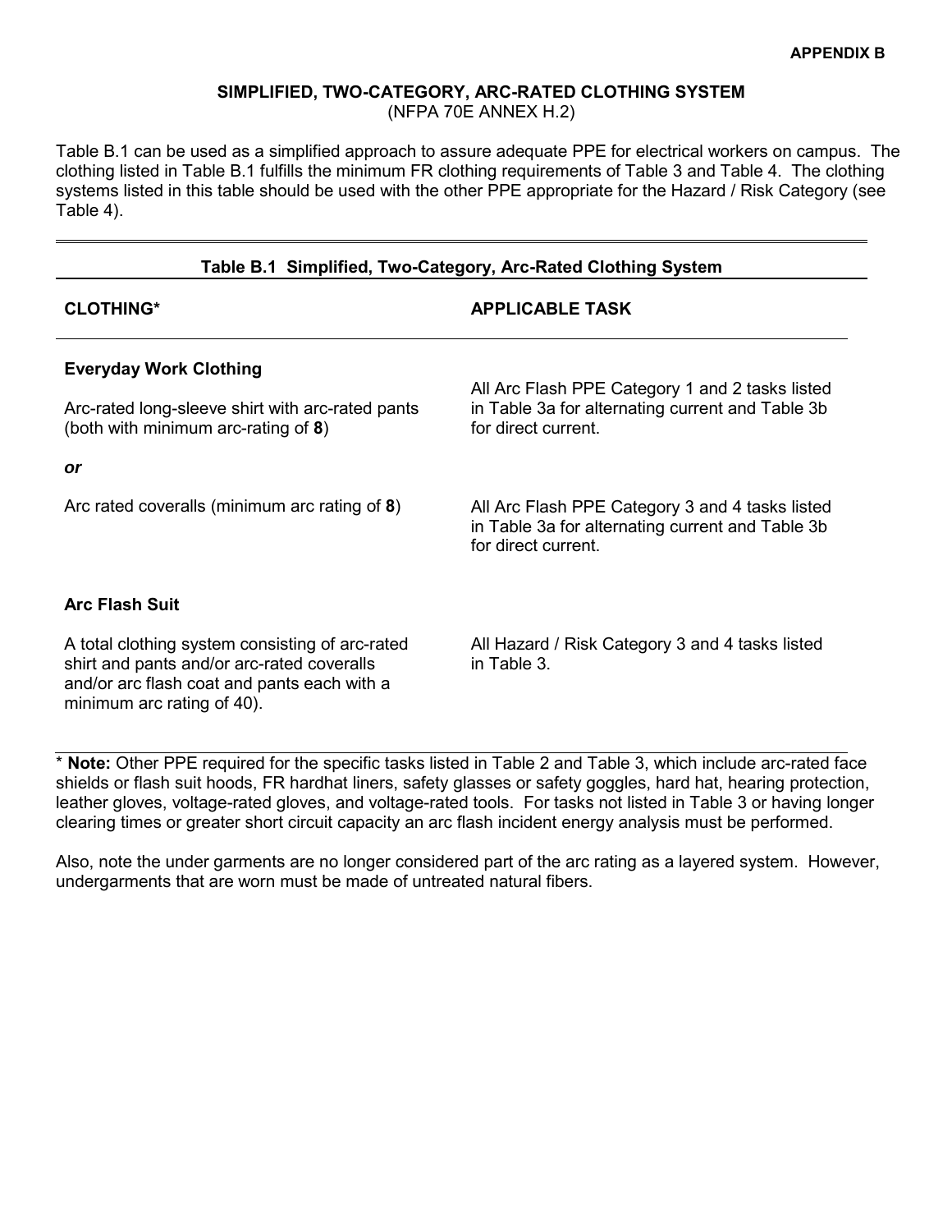APPENDIX B

## SIMPLIFIED, TWO-CATEGORY, ARC-RATED CLOTHING SYSTEM

(NFPA 70E ANNEX H.2)

Table B.1 can be used as a simplified approach to assure adequate PPE for electrical workers on campus. The clothing listed in Table B.1 fulfills the minimum FR clothing requirements of Table 3 and Table 4. The clothing systems listed in this table should be used with the other PPE appropriate for the Hazard / Risk Category (see Table 4).

**Table B.1 Simplified, Two-Category, Arc-Rated Clothing System**

| CLOTHING* | APPLICABLE TASK |
|---|---|
| **Everyday Work Clothing**<br><br>Arc-rated long-sleeve shirt with arc-rated pants (both with minimum arc-rating of **8**) | All Arc Flash PPE Category 1 and 2 tasks listed in Table 3a for alternating current and Table 3b for direct current. |
| ***or*** | |
| Arc rated coveralls (minimum arc rating of **8**) | All Arc Flash PPE Category 3 and 4 tasks listed in Table 3a for alternating current and Table 3b for direct current. |
| **Arc Flash Suit**<br><br>A total clothing system consisting of arc-rated shirt and pants and/or arc-rated coveralls and/or arc flash coat and pants each with a minimum arc rating of 40). | All Hazard / Risk Category 3 and 4 tasks listed in Table 3. |

\* **Note:** Other PPE required for the specific tasks listed in Table 2 and Table 3, which include arc-rated face shields or flash suit hoods, FR hardhat liners, safety glasses or safety goggles, hard hat, hearing protection, leather gloves, voltage-rated gloves, and voltage-rated tools. For tasks not listed in Table 3 or having longer clearing times or greater short circuit capacity an arc flash incident energy analysis must be performed.

Also, note the under garments are no longer considered part of the arc rating as a layered system. However, undergarments that are worn must be made of untreated natural fibers.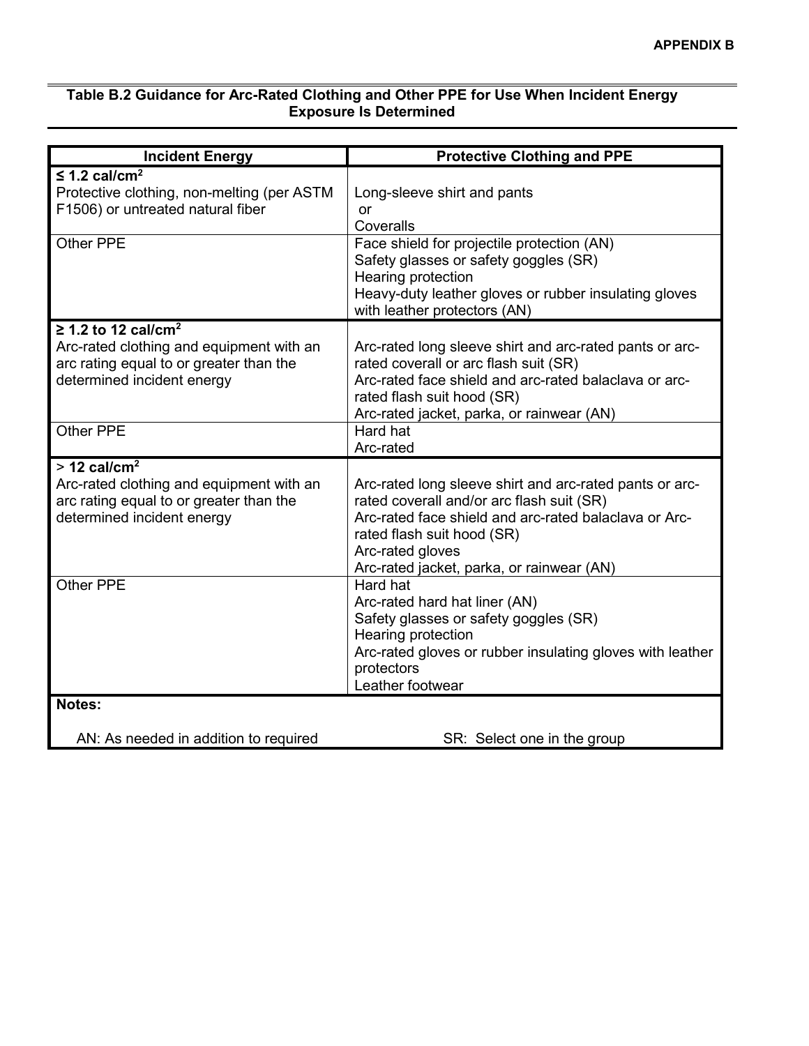**Table B.2 Guidance for Arc-Rated Clothing and Other PPE for Use When Incident Energy Exposure Is Determined**

| Incident Energy | Protective Clothing and PPE |
|---|---|
| **≤ 1.2 cal/cm$^2$**<br>Protective clothing, non-melting (per ASTM F1506) or untreated natural fiber | Long-sleeve shirt and pants<br>or<br>Coveralls |
| Other PPE | Face shield for projectile protection (AN)<br>Safety glasses or safety goggles (SR)<br>Hearing protection<br>Heavy-duty leather gloves or rubber insulating gloves with leather protectors (AN) |
| **≥ 1.2 to 12 cal/cm$^2$**<br>Arc-rated clothing and equipment with an arc rating equal to or greater than the determined incident energy | Arc-rated long sleeve shirt and arc-rated pants or arc-rated coverall or arc flash suit (SR)<br>Arc-rated face shield and arc-rated balaclava or arc-rated flash suit hood (SR)<br>Arc-rated jacket, parka, or rainwear (AN) |
| Other PPE | Hard hat<br>Arc-rated |
| > **12 cal/cm$^2$**<br>Arc-rated clothing and equipment with an arc rating equal to or greater than the determined incident energy | Arc-rated long sleeve shirt and arc-rated pants or arc-rated coverall and/or arc flash suit (SR)<br>Arc-rated face shield and arc-rated balaclava or Arc-rated flash suit hood (SR)<br>Arc-rated gloves<br>Arc-rated jacket, parka, or rainwear (AN) |
| Other PPE | Hard hat<br>Arc-rated hard hat liner (AN)<br>Safety glasses or safety goggles (SR)<br>Hearing protection<br>Arc-rated gloves or rubber insulating gloves with leather protectors<br>Leather footwear |

**Notes:**

AN: As needed in addition to required

SR: Select one in the group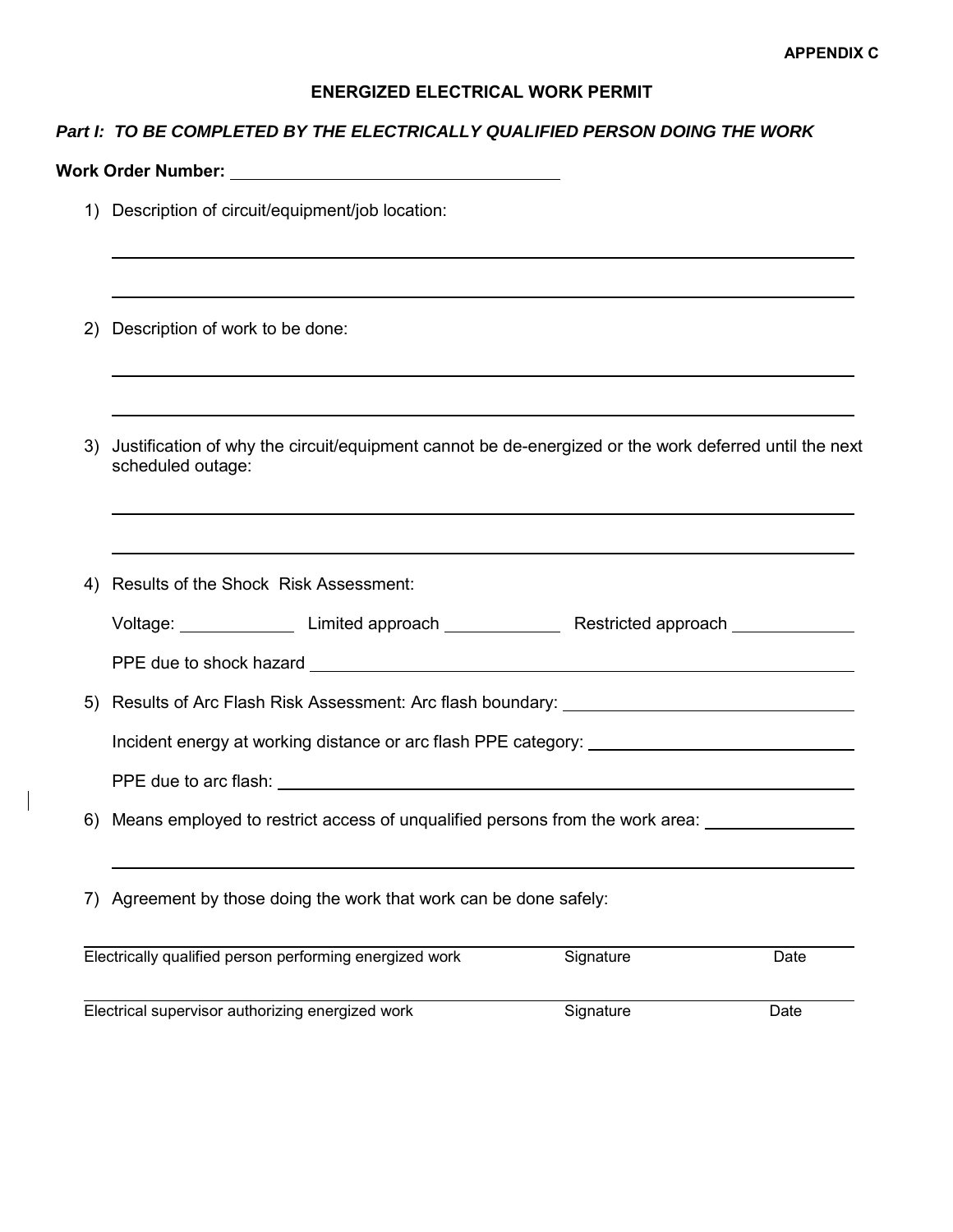APPENDIX C

# ENERGIZED ELECTRICAL WORK PERMIT

***Part I: TO BE COMPLETED BY THE ELECTRICALLY QUALIFIED PERSON DOING THE WORK***

**Work Order Number:** ______________________________

1) Description of circuit/equipment/job location:

______________________________________________________________________

______________________________________________________________________

2) Description of work to be done:

______________________________________________________________________

______________________________________________________________________

3) Justification of why the circuit/equipment cannot be de-energized or the work deferred until the next scheduled outage:

______________________________________________________________________

______________________________________________________________________

4) Results of the Shock Risk Assessment:

   Voltage: ____________ Limited approach ____________ Restricted approach ____________

   PPE due to shock hazard ______________________________________________

5) Results of Arc Flash Risk Assessment: Arc flash boundary: ____________________________

   Incident energy at working distance or arc flash PPE category: __________________________

   PPE due to arc flash: _________________________________________________

6) Means employed to restrict access of unqualified persons from the work area: ______________

______________________________________________________________________

7) Agreement by those doing the work that work can be done safely:

| Electrically qualified person performing energized work | Signature | Date |
|---|---|---|
| Electrical supervisor authorizing energized work | Signature | Date |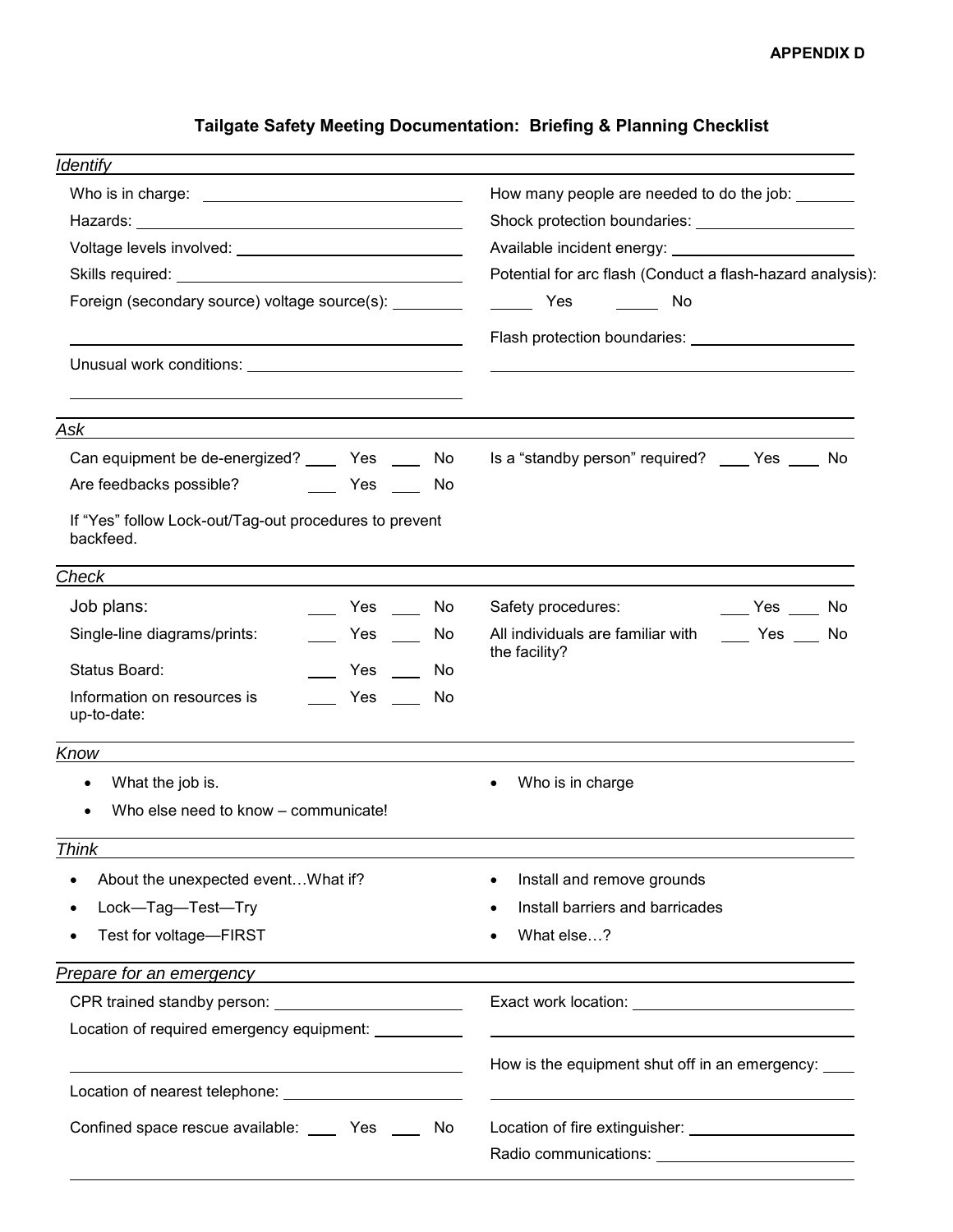**APPENDIX D**

# Tailgate Safety Meeting Documentation: Briefing & Planning Checklist

## *Identify*

Who is in charge: ______________________

Hazards: ______________________

Voltage levels involved: ______________________

Skills required: ______________________

Foreign (secondary source) voltage source(s): ________

______________________

Unusual work conditions: ______________________

______________________

How many people are needed to do the job: _______

Shock protection boundaries: ______________________

Available incident energy: ______________________

Potential for arc flash (Conduct a flash-hazard analysis):

_____ Yes _____ No

Flash protection boundaries: ______________________

______________________

## *Ask*

Can equipment be de-energized? ____ Yes ____ No

Are feedbacks possible? ____ Yes ____ No

If "Yes" follow Lock-out/Tag-out procedures to prevent backfeed.

Is a "standby person" required? ____ Yes ____ No

## *Check*

Job plans: ____ Yes ____ No

Single-line diagrams/prints: ____ Yes ____ No

Status Board: ____ Yes ____ No

Information on resources is up-to-date: ____ Yes ____ No

Safety procedures: ____ Yes ____ No

All individuals are familiar with the facility? ____ Yes ____ No

## *Know*

- What the job is.
- Who else need to know – communicate!
- Who is in charge

## *Think*

- About the unexpected event…What if?
- Lock—Tag—Test—Try
- Test for voltage—FIRST
- Install and remove grounds
- Install barriers and barricades
- What else…?

## *Prepare for an emergency*

CPR trained standby person: ______________________

Location of required emergency equipment: __________

______________________

Location of nearest telephone: ______________________

Confined space rescue available: ____ Yes ____ No

Exact work location: ______________________

______________________

How is the equipment shut off in an emergency: ____

______________________

Location of fire extinguisher: ______________________

Radio communications: ______________________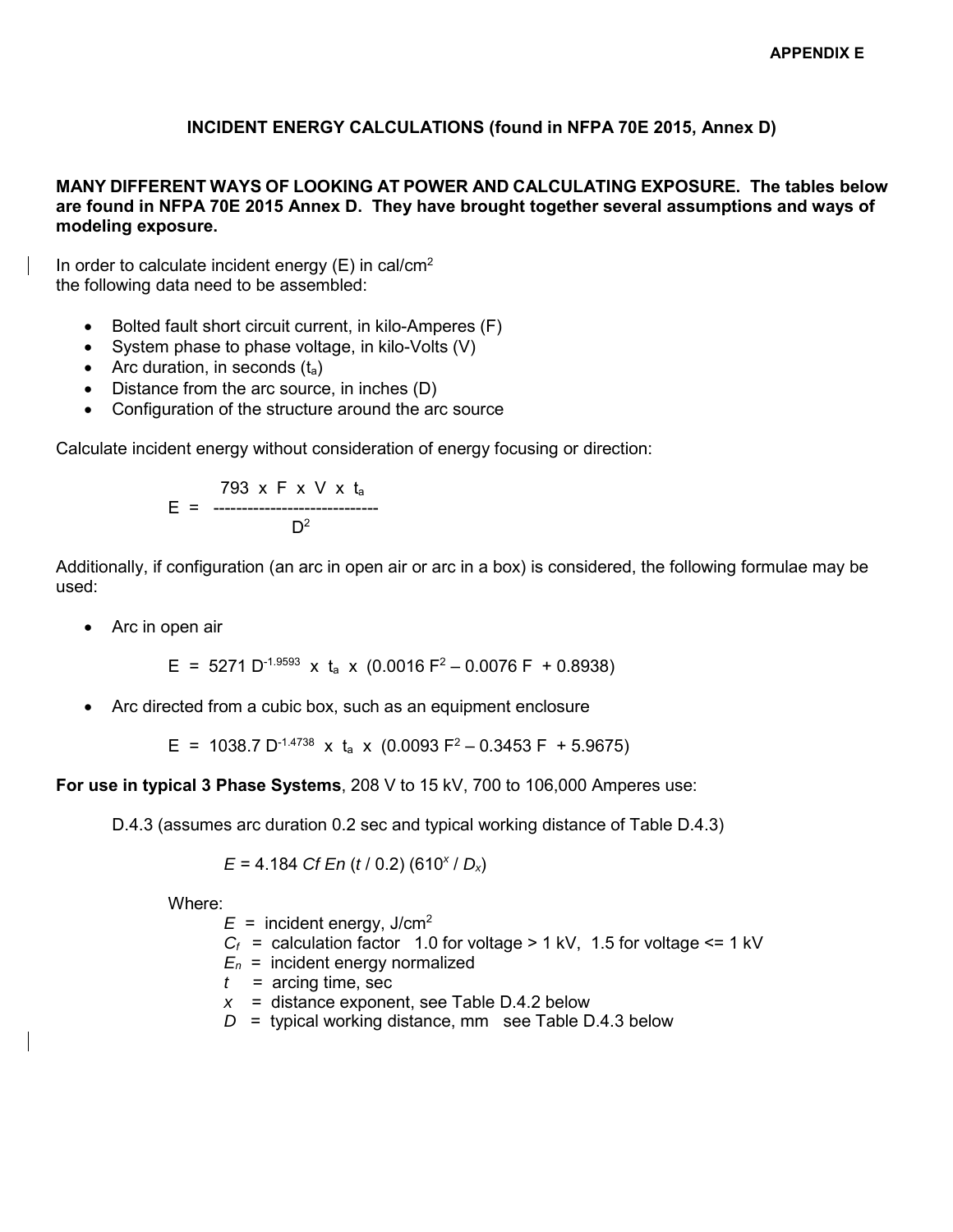**APPENDIX E**

## INCIDENT ENERGY CALCULATIONS (found in NFPA 70E 2015, Annex D)

**MANY DIFFERENT WAYS OF LOOKING AT POWER AND CALCULATING EXPOSURE. The tables below are found in NFPA 70E 2015 Annex D. They have brought together several assumptions and ways of modeling exposure.**

In order to calculate incident energy (E) in cal/cm$^2$ the following data need to be assembled:

- Bolted fault short circuit current, in kilo-Amperes (F)
- System phase to phase voltage, in kilo-Volts (V)
- Arc duration, in seconds ($t_a$)
- Distance from the arc source, in inches (D)
- Configuration of the structure around the arc source

Calculate incident energy without consideration of energy focusing or direction:

$$E = \frac{793 \times F \times V \times t_a}{D^2}$$

Additionally, if configuration (an arc in open air or arc in a box) is considered, the following formulae may be used:

- Arc in open air

$$E = 5271\, D^{-1.9593} \times t_a \times (0.0016\, F^2 - 0.0076\, F + 0.8938)$$

- Arc directed from a cubic box, such as an equipment enclosure

$$E = 1038.7\, D^{-1.4738} \times t_a \times (0.0093\, F^2 - 0.3453\, F + 5.9675)$$

**For use in typical 3 Phase Systems**, 208 V to 15 kV, 700 to 106,000 Amperes use:

D.4.3 (assumes arc duration 0.2 sec and typical working distance of Table D.4.3)

$$E = 4.184\, C_f\, E_n\, (t / 0.2)\, (610^x / D_x)$$

Where:

- $E$ = incident energy, J/cm$^2$
- $C_f$ = calculation factor 1.0 for voltage > 1 kV, 1.5 for voltage <= 1 kV
- $E_n$ = incident energy normalized
- $t$ = arcing time, sec
- $x$ = distance exponent, see Table D.4.2 below
- $D$ = typical working distance, mm see Table D.4.3 below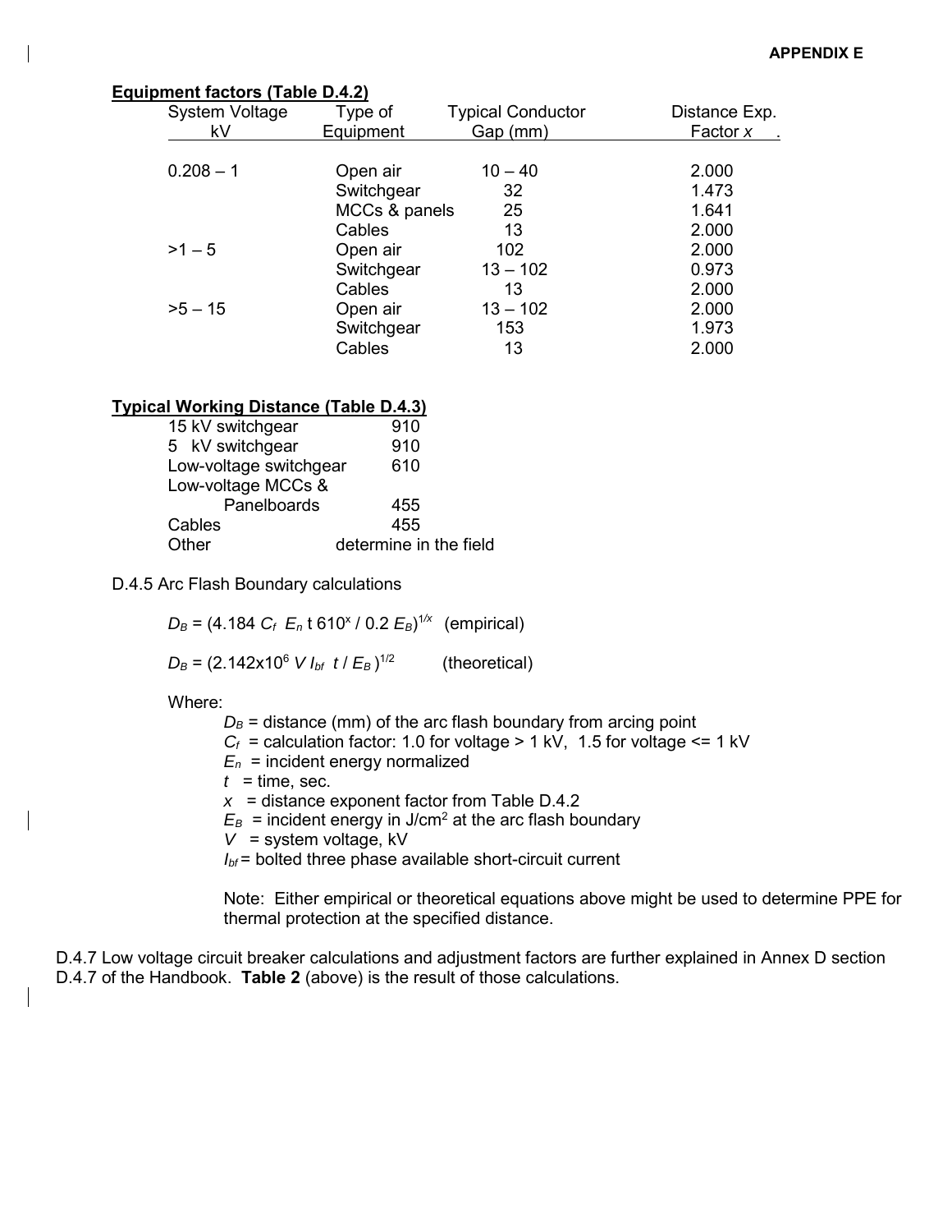**Equipment factors (Table D.4.2)**

| System Voltage kV | Type of Equipment | Typical Conductor Gap (mm) | Distance Exp. Factor $x$ |
|---|---|---|---|
| 0.208 – 1 | Open air | 10 – 40 | 2.000 |
| | Switchgear | 32 | 1.473 |
| | MCCs & panels | 25 | 1.641 |
| | Cables | 13 | 2.000 |
| >1 – 5 | Open air | 102 | 2.000 |
| | Switchgear | 13 – 102 | 0.973 |
| | Cables | 13 | 2.000 |
| >5 – 15 | Open air | 13 – 102 | 2.000 |
| | Switchgear | 153 | 1.973 |
| | Cables | 13 | 2.000 |

**Typical Working Distance (Table D.4.3)**

| | |
|---|---|
| 15 kV switchgear | 910 |
| 5 kV switchgear | 910 |
| Low-voltage switchgear | 610 |
| Low-voltage MCCs & Panelboards | 455 |
| Cables | 455 |
| Other | determine in the field |

D.4.5 Arc Flash Boundary calculations

$D_B = (4.184\ C_f\ E_n\ t\ 610^x / 0.2\ E_B)^{1/x}$ (empirical)

$D_B = (2.142\text{x}10^6\ V\ I_{bf}\ t / E_B)^{1/2}$ (theoretical)

Where:

$D_B$ = distance (mm) of the arc flash boundary from arcing point
$C_f$ = calculation factor: 1.0 for voltage > 1 kV, 1.5 for voltage <= 1 kV
$E_n$ = incident energy normalized
$t$ = time, sec.
$x$ = distance exponent factor from Table D.4.2
$E_B$ = incident energy in J/cm$^2$ at the arc flash boundary
$V$ = system voltage, kV
$I_{bf}$ = bolted three phase available short-circuit current

Note: Either empirical or theoretical equations above might be used to determine PPE for thermal protection at the specified distance.

D.4.7 Low voltage circuit breaker calculations and adjustment factors are further explained in Annex D section D.4.7 of the Handbook. **Table 2** (above) is the result of those calculations.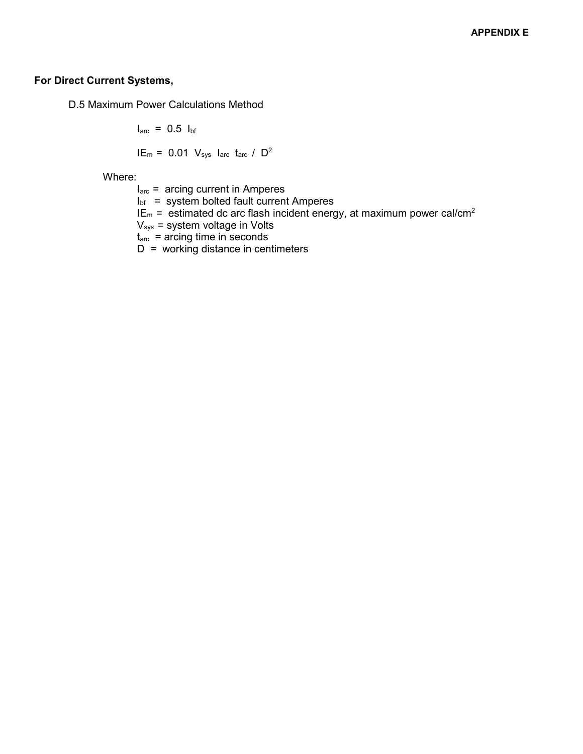**APPENDIX E**

**For Direct Current Systems,**

D.5 Maximum Power Calculations Method

$$I_{arc} = 0.5 \; I_{bf}$$

$$IE_m = 0.01 \; V_{sys} \; I_{arc} \; t_{arc} \; / \; D^2$$

Where:

$I_{arc}$ = arcing current in Amperes
$I_{bf}$ = system bolted fault current Amperes
$IE_m$ = estimated dc arc flash incident energy, at maximum power cal/cm$^2$
$V_{sys}$ = system voltage in Volts
$t_{arc}$ = arcing time in seconds
D = working distance in centimeters